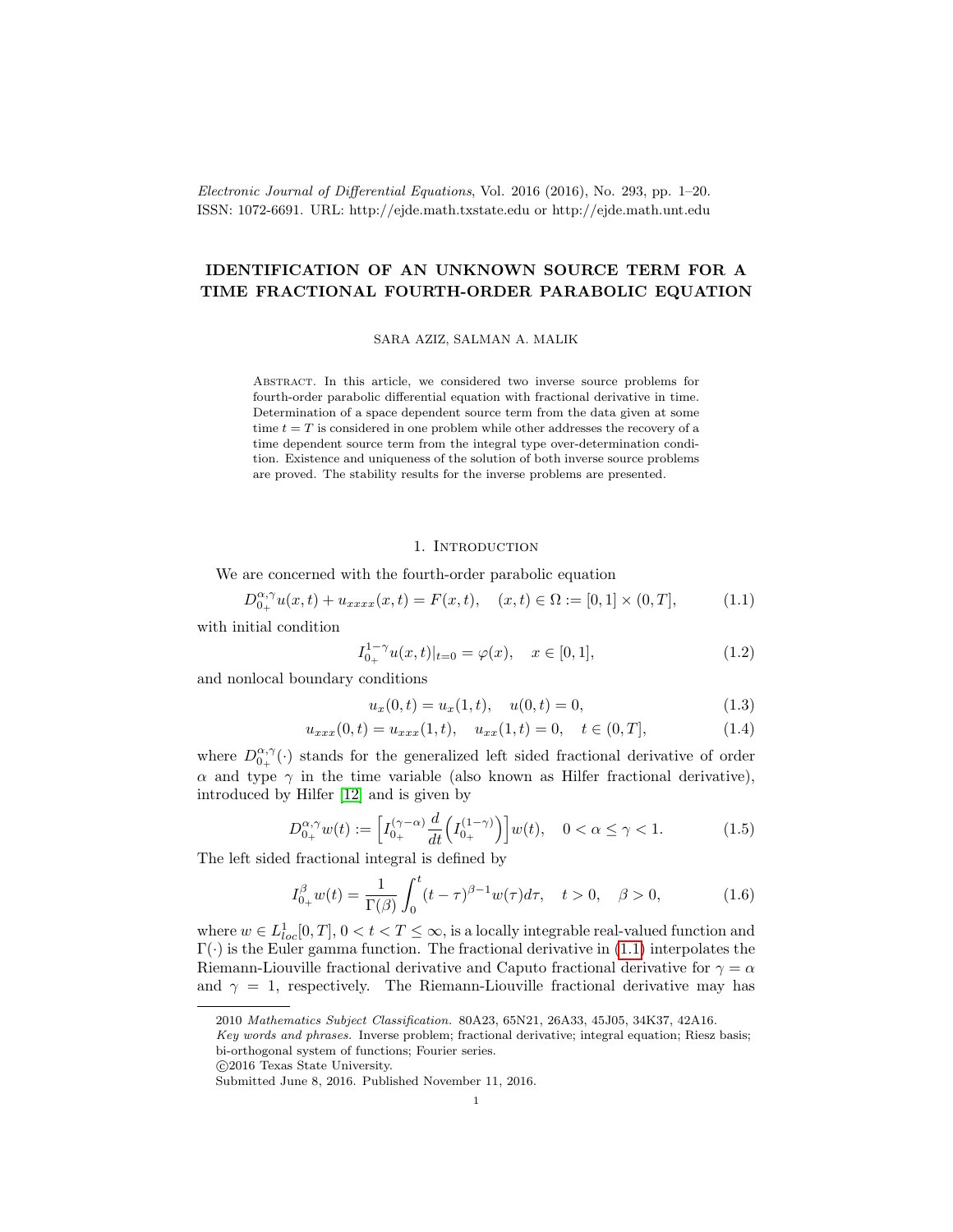# IDENTIFICATION OF AN UNKNOWN SOURCE TERM FOR A TIME FRACTIONAL FOURTH-ORDER PARABOLIC EQUATION

SARA AZIZ, SALMAN A. MALIK

Abstract. In this article, we considered two inverse source problems for fourth-order parabolic differential equation with fractional derivative in time. Determination of a space dependent source term from the data given at some time $t = T$ is considered in one problem while other addresses the recovery of a time dependent source term from the integral type over-determination condition. Existence and uniqueness of the solution of both inverse source problems are proved. The stability results for the inverse problems are presented.

## 1. Introduction

We are concerned with the fourth-order parabolic equation

$$D_{0_+}^{\alpha,\gamma}u(x,t) + u_{xxxx}(x,t) = F(x,t), \quad (x,t) \in \Omega := [0,1] \times (0,T], \tag{1.1}$$

with initial condition

$$I_{0_+}^{1-\gamma}u(x,t)|_{t=0} = \varphi(x), \quad x \in [0,1], \tag{1.2}$$

and nonlocal boundary conditions

$$u_x(0,t) = u_x(1,t), \quad u(0,t) = 0, \tag{1.3}$$

$$u_{xxx}(0,t) = u_{xxx}(1,t), \quad u_{xx}(1,t) = 0, \quad t \in (0,T], \tag{1.4}$$

where $D_{0_+}^{\alpha,\gamma}(\cdot)$ stands for the generalized left sided fractional derivative of order $\alpha$ and type $\gamma$ in the time variable (also known as Hilfer fractional derivative), introduced by Hilfer [12] and is given by

$$D_{0_+}^{\alpha,\gamma}w(t) := \Big[I_{0_+}^{(\gamma-\alpha)}\frac{d}{dt}\Big(I_{0_+}^{(1-\gamma)}\Big)\Big]w(t), \quad 0 < \alpha \le \gamma < 1. \tag{1.5}$$

The left sided fractional integral is defined by

$$I_{0_+}^{\beta}w(t) = \frac{1}{\Gamma(\beta)}\int_0^t (t-\tau)^{\beta-1}w(\tau)d\tau, \quad t > 0, \quad \beta > 0, \tag{1.6}$$

where $w \in L_{loc}^1[0,T]$, $0 < t < T \le \infty$, is a locally integrable real-valued function and $\Gamma(\cdot)$ is the Euler gamma function. The fractional derivative in (1.1) interpolates the Riemann-Liouville fractional derivative and Caputo fractional derivative for $\gamma = \alpha$ and $\gamma = 1$, respectively. The Riemann-Liouville fractional derivative may has

---

2010 *Mathematics Subject Classification.* 80A23, 65N21, 26A33, 45J05, 34K37, 42A16.

*Key words and phrases.* Inverse problem; fractional derivative; integral equation; Riesz basis; bi-orthogonal system of functions; Fourier series.

©2016 Texas State University.

Submitted June 8, 2016. Published November 11, 2016.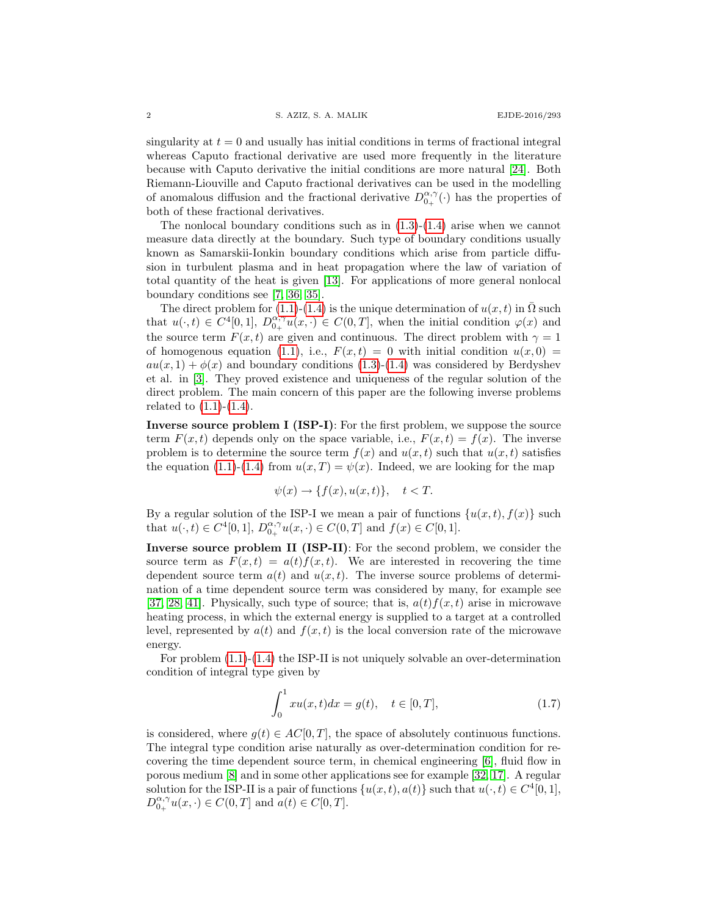singularity at $t = 0$ and usually has initial conditions in terms of fractional integral whereas Caputo fractional derivative are used more frequently in the literature because with Caputo derivative the initial conditions are more natural [24]. Both Riemann-Liouville and Caputo fractional derivatives can be used in the modelling of anomalous diffusion and the fractional derivative $D_{0+}^{\alpha,\gamma}(\cdot)$ has the properties of both of these fractional derivatives.

The nonlocal boundary conditions such as in (1.3)-(1.4) arise when we cannot measure data directly at the boundary. Such type of boundary conditions usually known as Samarskii-Ionkin boundary conditions which arise from particle diffusion in turbulent plasma and in heat propagation where the law of variation of total quantity of the heat is given [13]. For applications of more general nonlocal boundary conditions see [7, 36, 35].

The direct problem for (1.1)-(1.4) is the unique determination of $u(x,t)$ in $\bar{\Omega}$ such that $u(\cdot,t) \in C^4[0,1]$, $D_{0+}^{\alpha,\gamma}u(x,\cdot) \in C(0,T]$, when the initial condition $\varphi(x)$ and the source term $F(x,t)$ are given and continuous. The direct problem with $\gamma = 1$ of homogenous equation (1.1), i.e., $F(x,t) = 0$ with initial condition $u(x,0) = au(x,1) + \phi(x)$ and boundary conditions (1.3)-(1.4) was considered by Berdyshev et al. in [3]. They proved existence and uniqueness of the regular solution of the direct problem. The main concern of this paper are the following inverse problems related to (1.1)-(1.4).

**Inverse source problem I (ISP-I)**: For the first problem, we suppose the source term $F(x,t)$ depends only on the space variable, i.e., $F(x,t) = f(x)$. The inverse problem is to determine the source term $f(x)$ and $u(x,t)$ such that $u(x,t)$ satisfies the equation (1.1)-(1.4) from $u(x,T) = \psi(x)$. Indeed, we are looking for the map

$$\psi(x) \to \{f(x), u(x,t)\}, \quad t < T.$$

By a regular solution of the ISP-I we mean a pair of functions $\{u(x,t), f(x)\}$ such that $u(\cdot,t) \in C^4[0,1]$, $D_{0+}^{\alpha,\gamma}u(x,\cdot) \in C(0,T]$ and $f(x) \in C[0,1]$.

**Inverse source problem II (ISP-II)**: For the second problem, we consider the source term as $F(x,t) = a(t)f(x,t)$. We are interested in recovering the time dependent source term $a(t)$ and $u(x,t)$. The inverse source problems of determination of a time dependent source term was considered by many, for example see [37, 28, 41]. Physically, such type of source; that is, $a(t)f(x,t)$ arise in microwave heating process, in which the external energy is supplied to a target at a controlled level, represented by $a(t)$ and $f(x,t)$ is the local conversion rate of the microwave energy.

For problem (1.1)-(1.4) the ISP-II is not uniquely solvable an over-determination condition of integral type given by

$$\int_0^1 xu(x,t)dx = g(t), \quad t \in [0,T], \tag{1.7}$$

is considered, where $g(t) \in AC[0,T]$, the space of absolutely continuous functions. The integral type condition arise naturally as over-determination condition for recovering the time dependent source term, in chemical engineering [6], fluid flow in porous medium [8] and in some other applications see for example [32, 17]. A regular solution for the ISP-II is a pair of functions $\{u(x,t), a(t)\}$ such that $u(\cdot,t) \in C^4[0,1]$, $D_{0+}^{\alpha,\gamma}u(x,\cdot) \in C(0,T]$ and $a(t) \in C[0,T]$.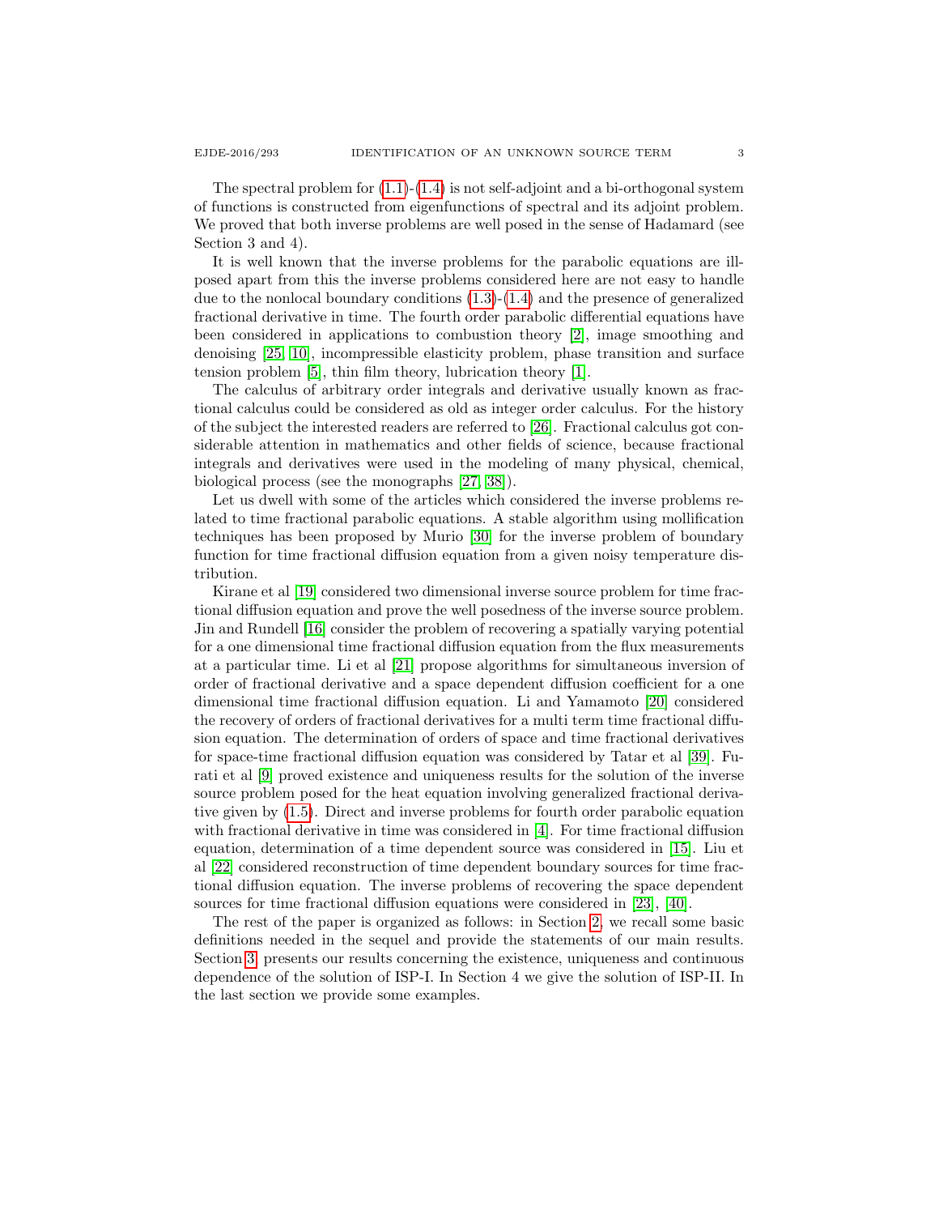The spectral problem for (1.1)-(1.4) is not self-adjoint and a bi-orthogonal system of functions is constructed from eigenfunctions of spectral and its adjoint problem. We proved that both inverse problems are well posed in the sense of Hadamard (see Section 3 and 4).

It is well known that the inverse problems for the parabolic equations are ill-posed apart from this the inverse problems considered here are not easy to handle due to the nonlocal boundary conditions (1.3)-(1.4) and the presence of generalized fractional derivative in time. The fourth order parabolic differential equations have been considered in applications to combustion theory [2], image smoothing and denoising [25, 10], incompressible elasticity problem, phase transition and surface tension problem [5], thin film theory, lubrication theory [1].

The calculus of arbitrary order integrals and derivative usually known as fractional calculus could be considered as old as integer order calculus. For the history of the subject the interested readers are referred to [26]. Fractional calculus got considerable attention in mathematics and other fields of science, because fractional integrals and derivatives were used in the modeling of many physical, chemical, biological process (see the monographs [27, 38]).

Let us dwell with some of the articles which considered the inverse problems related to time fractional parabolic equations. A stable algorithm using mollification techniques has been proposed by Murio [30] for the inverse problem of boundary function for time fractional diffusion equation from a given noisy temperature distribution.

Kirane et al [19] considered two dimensional inverse source problem for time fractional diffusion equation and prove the well posedness of the inverse source problem. Jin and Rundell [16] consider the problem of recovering a spatially varying potential for a one dimensional time fractional diffusion equation from the flux measurements at a particular time. Li et al [21] propose algorithms for simultaneous inversion of order of fractional derivative and a space dependent diffusion coefficient for a one dimensional time fractional diffusion equation. Li and Yamamoto [20] considered the recovery of orders of fractional derivatives for a multi term time fractional diffusion equation. The determination of orders of space and time fractional derivatives for space-time fractional diffusion equation was considered by Tatar et al [39]. Furati et al [9] proved existence and uniqueness results for the solution of the inverse source problem posed for the heat equation involving generalized fractional derivative given by (1.5). Direct and inverse problems for fourth order parabolic equation with fractional derivative in time was considered in [4]. For time fractional diffusion equation, determination of a time dependent source was considered in [15]. Liu et al [22] considered reconstruction of time dependent boundary sources for time fractional diffusion equation. The inverse problems of recovering the space dependent sources for time fractional diffusion equations were considered in [23], [40].

The rest of the paper is organized as follows: in Section 2, we recall some basic definitions needed in the sequel and provide the statements of our main results. Section 3 presents our results concerning the existence, uniqueness and continuous dependence of the solution of ISP-I. In Section 4 we give the solution of ISP-II. In the last section we provide some examples.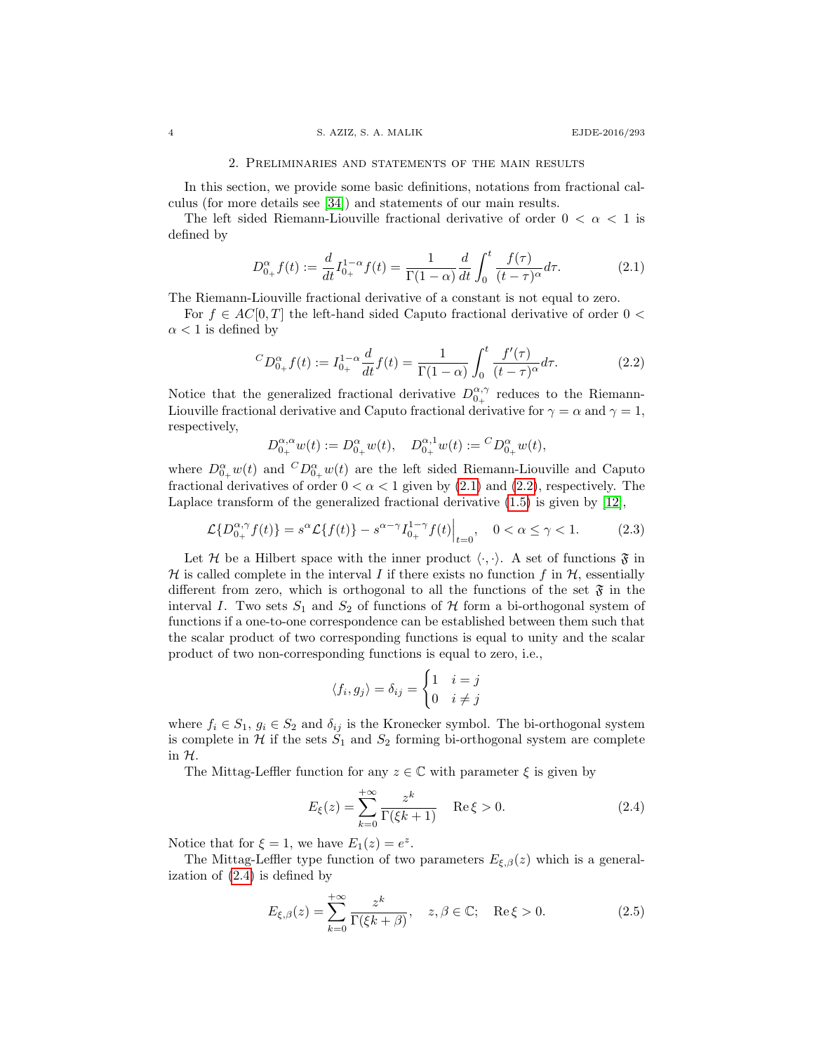## 2. Preliminaries and statements of the main results

In this section, we provide some basic definitions, notations from fractional calculus (for more details see [34]) and statements of our main results.

The left sided Riemann-Liouville fractional derivative of order $0 < \alpha < 1$ is defined by

$$D^{\alpha}_{0_+} f(t) := \frac{d}{dt} I^{1-\alpha}_{0_+} f(t) = \frac{1}{\Gamma(1-\alpha)} \frac{d}{dt} \int_0^t \frac{f(\tau)}{(t-\tau)^{\alpha}} d\tau. \tag{2.1}$$

The Riemann-Liouville fractional derivative of a constant is not equal to zero.

For $f \in AC[0,T]$ the left-hand sided Caputo fractional derivative of order $0 < \alpha < 1$ is defined by

$$^{C}D^{\alpha}_{0_+} f(t) := I^{1-\alpha}_{0_+} \frac{d}{dt} f(t) = \frac{1}{\Gamma(1-\alpha)} \int_0^t \frac{f'(\tau)}{(t-\tau)^{\alpha}} d\tau. \tag{2.2}$$

Notice that the generalized fractional derivative $D^{\alpha,\gamma}_{0_+}$ reduces to the Riemann-Liouville fractional derivative and Caputo fractional derivative for $\gamma = \alpha$ and $\gamma = 1$, respectively,

$$D^{\alpha,\alpha}_{0_+} w(t) := D^{\alpha}_{0_+} w(t), \quad D^{\alpha,1}_{0_+} w(t) := {}^{C}D^{\alpha}_{0_+} w(t),$$

where $D^{\alpha}_{0_+} w(t)$ and $^{C}D^{\alpha}_{0_+} w(t)$ are the left sided Riemann-Liouville and Caputo fractional derivatives of order $0 < \alpha < 1$ given by (2.1) and (2.2), respectively. The Laplace transform of the generalized fractional derivative (1.5) is given by [12],

$$\mathcal{L}\{D^{\alpha,\gamma}_{0_+} f(t)\} = s^{\alpha} \mathcal{L}\{f(t)\} - s^{\alpha-\gamma} I^{1-\gamma}_{0_+} f(t)\Big|_{t=0}, \quad 0 < \alpha \le \gamma < 1. \tag{2.3}$$

Let $\mathcal{H}$ be a Hilbert space with the inner product $\langle \cdot, \cdot \rangle$. A set of functions $\mathfrak{F}$ in $\mathcal{H}$ is called complete in the interval $I$ if there exists no function $f$ in $\mathcal{H}$, essentially different from zero, which is orthogonal to all the functions of the set $\mathfrak{F}$ in the interval $I$. Two sets $S_1$ and $S_2$ of functions of $\mathcal{H}$ form a bi-orthogonal system of functions if a one-to-one correspondence can be established between them such that the scalar product of two corresponding functions is equal to unity and the scalar product of two non-corresponding functions is equal to zero, i.e.,

$$\langle f_i, g_j \rangle = \delta_{ij} = \begin{cases} 1 & i = j \\ 0 & i \neq j \end{cases}$$

where $f_i \in S_1$, $g_i \in S_2$ and $\delta_{ij}$ is the Kronecker symbol. The bi-orthogonal system is complete in $\mathcal{H}$ if the sets $S_1$ and $S_2$ forming bi-orthogonal system are complete in $\mathcal{H}$.

The Mittag-Leffler function for any $z \in \mathbb{C}$ with parameter $\xi$ is given by

$$E_{\xi}(z) = \sum_{k=0}^{+\infty} \frac{z^k}{\Gamma(\xi k + 1)} \quad \operatorname{Re} \xi > 0. \tag{2.4}$$

Notice that for $\xi = 1$, we have $E_1(z) = e^z$.

The Mittag-Leffler type function of two parameters $E_{\xi,\beta}(z)$ which is a generalization of (2.4) is defined by

$$E_{\xi,\beta}(z) = \sum_{k=0}^{+\infty} \frac{z^k}{\Gamma(\xi k + \beta)}, \quad z, \beta \in \mathbb{C}; \quad \operatorname{Re} \xi > 0. \tag{2.5}$$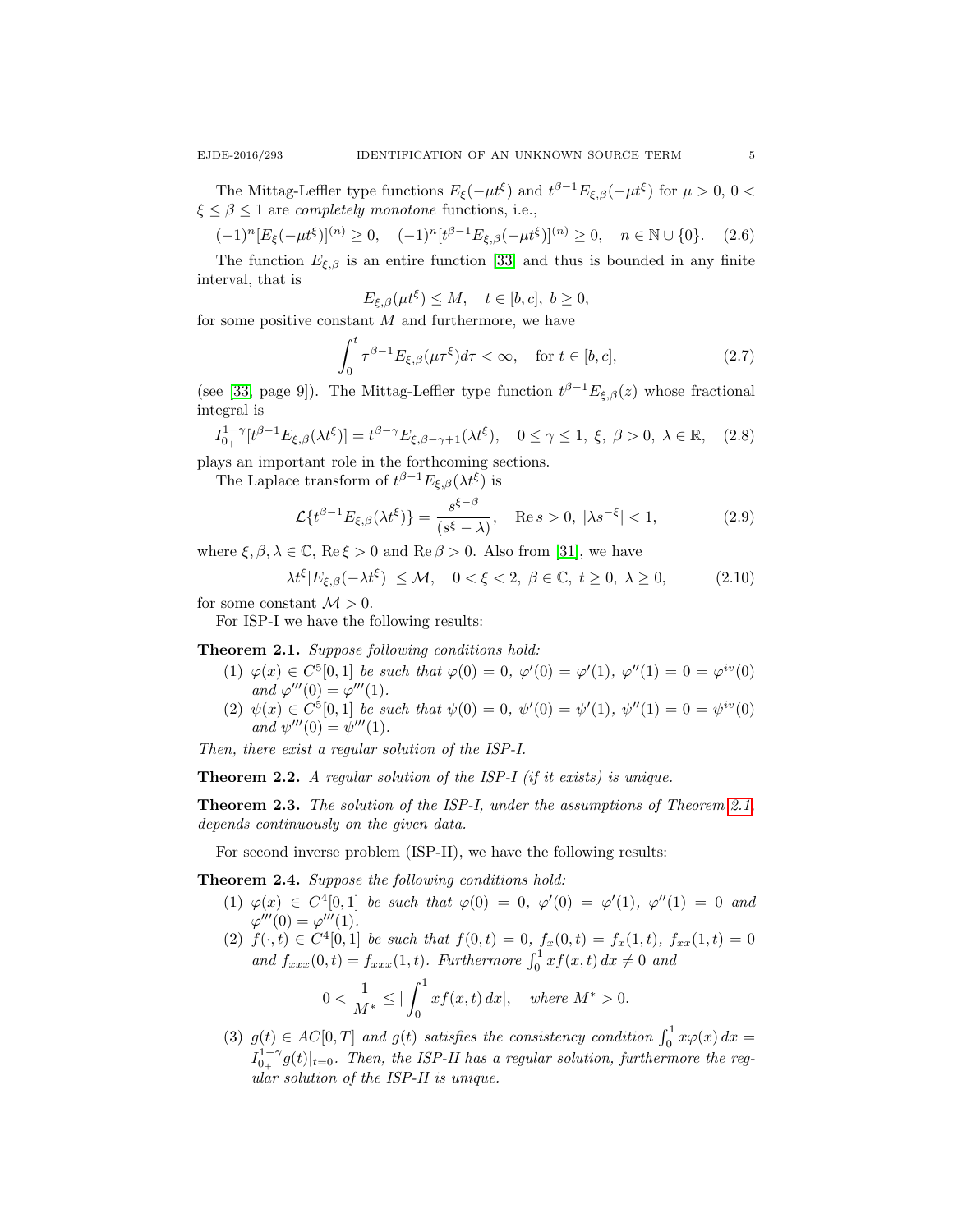The Mittag-Leffler type functions $E_\xi(-\mu t^\xi)$ and $t^{\beta-1}E_{\xi,\beta}(-\mu t^\xi)$ for $\mu > 0$, $0 < \xi \le \beta \le 1$ are *completely monotone* functions, i.e.,

$$(-1)^n[E_\xi(-\mu t^\xi)]^{(n)} \ge 0, \quad (-1)^n[t^{\beta-1}E_{\xi,\beta}(-\mu t^\xi)]^{(n)} \ge 0, \quad n \in \mathbb{N}\cup\{0\}. \tag{2.6}$$

The function $E_{\xi,\beta}$ is an entire function [33] and thus is bounded in any finite interval, that is

$$E_{\xi,\beta}(\mu t^\xi) \le M, \quad t \in [b,c],\ b \ge 0,$$

for some positive constant $M$ and furthermore, we have

$$\int_0^t \tau^{\beta-1}E_{\xi,\beta}(\mu\tau^\xi)d\tau < \infty, \quad \text{for } t \in [b,c], \tag{2.7}$$

(see [33, page 9]). The Mittag-Leffler type function $t^{\beta-1}E_{\xi,\beta}(z)$ whose fractional integral is

$$I_{0_+}^{1-\gamma}[t^{\beta-1}E_{\xi,\beta}(\lambda t^\xi)] = t^{\beta-\gamma}E_{\xi,\beta-\gamma+1}(\lambda t^\xi), \quad 0 \le \gamma \le 1,\ \xi,\ \beta > 0,\ \lambda \in \mathbb{R}, \tag{2.8}$$

plays an important role in the forthcoming sections.

The Laplace transform of $t^{\beta-1}E_{\xi,\beta}(\lambda t^\xi)$ is

$$\mathcal{L}\{t^{\beta-1}E_{\xi,\beta}(\lambda t^\xi)\} = \frac{s^{\xi-\beta}}{(s^\xi - \lambda)}, \quad \operatorname{Re} s > 0,\ |\lambda s^{-\xi}| < 1, \tag{2.9}$$

where $\xi, \beta, \lambda \in \mathbb{C}$, $\operatorname{Re}\xi > 0$ and $\operatorname{Re}\beta > 0$. Also from [31], we have

$$\lambda t^\xi |E_{\xi,\beta}(-\lambda t^\xi)| \le \mathcal{M}, \quad 0 < \xi < 2,\ \beta \in \mathbb{C},\ t \ge 0,\ \lambda \ge 0, \tag{2.10}$$

for some constant $\mathcal{M} > 0$.

For ISP-I we have the following results:

**Theorem 2.1.** *Suppose following conditions hold:*

1. $\varphi(x) \in C^5[0,1]$ *be such that* $\varphi(0) = 0$, $\varphi'(0) = \varphi'(1)$, $\varphi''(1) = 0 = \varphi^{iv}(0)$ *and* $\varphi'''(0) = \varphi'''(1)$.
2. $\psi(x) \in C^5[0,1]$ *be such that* $\psi(0) = 0$, $\psi'(0) = \psi'(1)$, $\psi''(1) = 0 = \psi^{iv}(0)$ *and* $\psi'''(0) = \psi'''(1)$.

*Then, there exist a regular solution of the ISP-I.*

**Theorem 2.2.** *A regular solution of the ISP-I (if it exists) is unique.*

**Theorem 2.3.** *The solution of the ISP-I, under the assumptions of Theorem 2.1, depends continuously on the given data.*

For second inverse problem (ISP-II), we have the following results:

**Theorem 2.4.** *Suppose the following conditions hold:*

1. $\varphi(x) \in C^4[0,1]$ *be such that* $\varphi(0) = 0$, $\varphi'(0) = \varphi'(1)$, $\varphi''(1) = 0$ *and* $\varphi'''(0) = \varphi'''(1)$.
2. $f(\cdot,t) \in C^4[0,1]$ *be such that* $f(0,t) = 0$, $f_x(0,t) = f_x(1,t)$, $f_{xx}(1,t) = 0$ *and* $f_{xxx}(0,t) = f_{xxx}(1,t)$. *Furthermore* $\int_0^1 xf(x,t)\,dx \ne 0$ *and*
$$0 < \frac{1}{M^*} \le \Big|\int_0^1 xf(x,t)\,dx\Big|, \quad \text{where } M^* > 0.$$
3. $g(t) \in AC[0,T]$ *and* $g(t)$ *satisfies the consistency condition* $\int_0^1 x\varphi(x)\,dx = I_{0_+}^{1-\gamma}g(t)|_{t=0}$. *Then, the ISP-II has a regular solution, furthermore the regular solution of the ISP-II is unique.*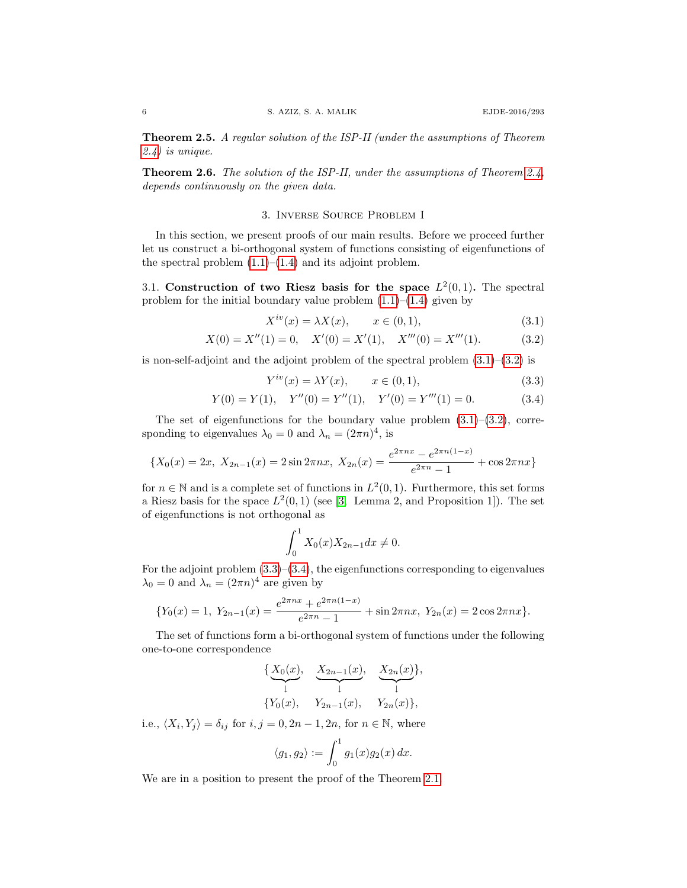**Theorem 2.5.** *A regular solution of the ISP-II (under the assumptions of Theorem 2.4) is unique.*

**Theorem 2.6.** *The solution of the ISP-II, under the assumptions of Theorem 2.4, depends continuously on the given data.*

## 3. Inverse Source Problem I

In this section, we present proofs of our main results. Before we proceed further let us construct a bi-orthogonal system of functions consisting of eigenfunctions of the spectral problem (1.1)–(1.4) and its adjoint problem.

### 3.1. Construction of two Riesz basis for the space $L^2(0,1)$.

The spectral problem for the initial boundary value problem (1.1)–(1.4) given by

$$X^{iv}(x) = \lambda X(x), \qquad x \in (0,1), \tag{3.1}$$

$$X(0) = X''(1) = 0, \quad X'(0) = X'(1), \quad X'''(0) = X'''(1). \tag{3.2}$$

is non-self-adjoint and the adjoint problem of the spectral problem (3.1)–(3.2) is

$$Y^{iv}(x) = \lambda Y(x), \qquad x \in (0,1), \tag{3.3}$$

$$Y(0) = Y(1), \quad Y''(0) = Y''(1), \quad Y'(0) = Y'''(1) = 0. \tag{3.4}$$

The set of eigenfunctions for the boundary value problem (3.1)–(3.2), corresponding to eigenvalues $\lambda_0 = 0$ and $\lambda_n = (2\pi n)^4$, is

$$\{X_0(x) = 2x,\ X_{2n-1}(x) = 2\sin 2\pi nx,\ X_{2n}(x) = \frac{e^{2\pi nx} - e^{2\pi n(1-x)}}{e^{2\pi n} - 1} + \cos 2\pi nx\}$$

for $n \in \mathbb{N}$ and is a complete set of functions in $L^2(0,1)$. Furthermore, this set forms a Riesz basis for the space $L^2(0,1)$ (see [3, Lemma 2, and Proposition 1]). The set of eigenfunctions is not orthogonal as

$$\int_0^1 X_0(x) X_{2n-1} dx \neq 0.$$

For the adjoint problem (3.3)–(3.4), the eigenfunctions corresponding to eigenvalues $\lambda_0 = 0$ and $\lambda_n = (2\pi n)^4$ are given by

$$\{Y_0(x) = 1,\ Y_{2n-1}(x) = \frac{e^{2\pi nx} + e^{2\pi n(1-x)}}{e^{2\pi n} - 1} + \sin 2\pi nx,\ Y_{2n}(x) = 2\cos 2\pi nx\}.$$

The set of functions form a bi-orthogonal system of functions under the following one-to-one correspondence

$$\begin{matrix} \{\underbrace{X_0(x)}, & \underbrace{X_{2n-1}(x)}, & \underbrace{X_{2n}(x)}\}, \\ \downarrow & \downarrow & \downarrow \\ \{Y_0(x), & Y_{2n-1}(x), & Y_{2n}(x)\}, \end{matrix}$$

i.e., $\langle X_i, Y_j \rangle = \delta_{ij}$ for $i, j = 0, 2n-1, 2n$, for $n \in \mathbb{N}$, where

$$\langle g_1, g_2 \rangle := \int_0^1 g_1(x) g_2(x)\, dx.$$

We are in a position to present the proof of the Theorem 2.1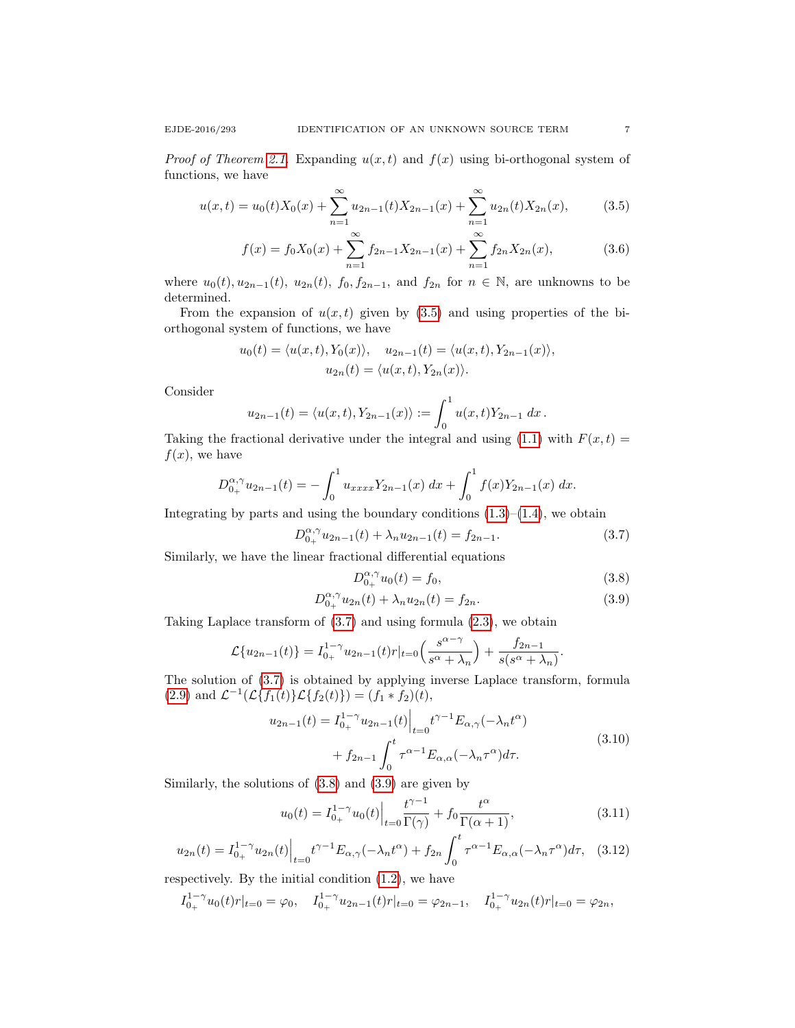*Proof of Theorem 2.1.* Expanding $u(x,t)$ and $f(x)$ using bi-orthogonal system of functions, we have

$$u(x,t) = u_0(t)X_0(x) + \sum_{n=1}^{\infty} u_{2n-1}(t)X_{2n-1}(x) + \sum_{n=1}^{\infty} u_{2n}(t)X_{2n}(x), \tag{3.5}$$

$$f(x) = f_0 X_0(x) + \sum_{n=1}^{\infty} f_{2n-1}X_{2n-1}(x) + \sum_{n=1}^{\infty} f_{2n}X_{2n}(x), \tag{3.6}$$

where $u_0(t), u_{2n-1}(t)$, $u_{2n}(t)$, $f_0, f_{2n-1}$, and $f_{2n}$ for $n \in \mathbb{N}$, are unknowns to be determined.

From the expansion of $u(x,t)$ given by (3.5) and using properties of the bi-orthogonal system of functions, we have

$$u_0(t) = \langle u(x,t), Y_0(x)\rangle, \quad u_{2n-1}(t) = \langle u(x,t), Y_{2n-1}(x)\rangle,$$
$$u_{2n}(t) = \langle u(x,t), Y_{2n}(x)\rangle.$$

Consider

$$u_{2n-1}(t) = \langle u(x,t), Y_{2n-1}(x)\rangle := \int_0^1 u(x,t)Y_{2n-1}\, dx\,.$$

Taking the fractional derivative under the integral and using (1.1) with $F(x,t) = f(x)$, we have

$$D_{0_+}^{\alpha,\gamma} u_{2n-1}(t) = -\int_0^1 u_{xxxx}Y_{2n-1}(x)\, dx + \int_0^1 f(x)Y_{2n-1}(x)\, dx.$$

Integrating by parts and using the boundary conditions (1.3)–(1.4), we obtain

$$D_{0_+}^{\alpha,\gamma} u_{2n-1}(t) + \lambda_n u_{2n-1}(t) = f_{2n-1}. \tag{3.7}$$

Similarly, we have the linear fractional differential equations

$$D_{0_+}^{\alpha,\gamma} u_0(t) = f_0, \tag{3.8}$$

$$D_{0_+}^{\alpha,\gamma} u_{2n}(t) + \lambda_n u_{2n}(t) = f_{2n}. \tag{3.9}$$

Taking Laplace transform of (3.7) and using formula (2.3), we obtain

$$\mathcal{L}\{u_{2n-1}(t)\} = I_{0_+}^{1-\gamma} u_{2n-1}(t)r|_{t=0}\Big(\frac{s^{\alpha-\gamma}}{s^{\alpha}+\lambda_n}\Big) + \frac{f_{2n-1}}{s(s^{\alpha}+\lambda_n)}.$$

The solution of (3.7) is obtained by applying inverse Laplace transform, formula (2.9) and $\mathcal{L}^{-1}(\mathcal{L}\{f_1(t)\}\mathcal{L}\{f_2(t)\}) = (f_1 * f_2)(t)$,

$$\begin{aligned} u_{2n-1}(t) &= I_{0_+}^{1-\gamma} u_{2n-1}(t)\Big|_{t=0} t^{\gamma-1}E_{\alpha,\gamma}(-\lambda_n t^{\alpha}) \\ &\quad + f_{2n-1}\int_0^t \tau^{\alpha-1}E_{\alpha,\alpha}(-\lambda_n \tau^{\alpha})d\tau. \end{aligned} \tag{3.10}$$

Similarly, the solutions of (3.8) and (3.9) are given by

$$u_0(t) = I_{0_+}^{1-\gamma} u_0(t)\Big|_{t=0}\frac{t^{\gamma-1}}{\Gamma(\gamma)} + f_0\frac{t^{\alpha}}{\Gamma(\alpha+1)}, \tag{3.11}$$

$$u_{2n}(t) = I_{0_+}^{1-\gamma} u_{2n}(t)\Big|_{t=0} t^{\gamma-1}E_{\alpha,\gamma}(-\lambda_n t^{\alpha}) + f_{2n}\int_0^t \tau^{\alpha-1}E_{\alpha,\alpha}(-\lambda_n \tau^{\alpha})d\tau, \tag{3.12}$$

respectively. By the initial condition (1.2), we have

$$I_{0_+}^{1-\gamma} u_0(t)r|_{t=0} = \varphi_0, \quad I_{0_+}^{1-\gamma} u_{2n-1}(t)r|_{t=0} = \varphi_{2n-1}, \quad I_{0_+}^{1-\gamma} u_{2n}(t)r|_{t=0} = \varphi_{2n},$$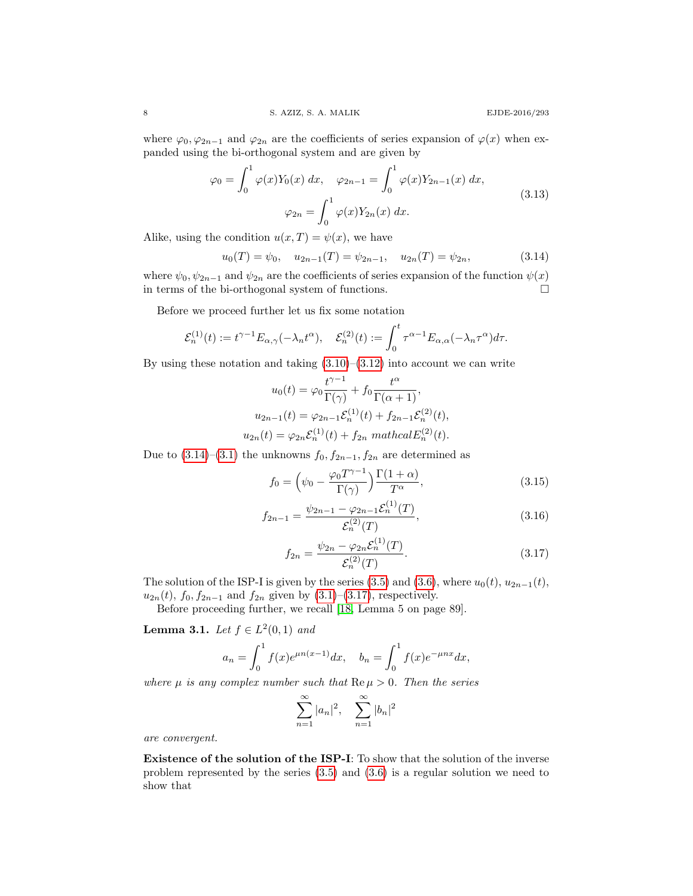where $\varphi_0, \varphi_{2n-1}$ and $\varphi_{2n}$ are the coefficients of series expansion of $\varphi(x)$ when expanded using the bi-orthogonal system and are given by

$$
\begin{gathered}
\varphi_0 = \int_0^1 \varphi(x) Y_0(x)\, dx, \quad \varphi_{2n-1} = \int_0^1 \varphi(x) Y_{2n-1}(x)\, dx, \\
\varphi_{2n} = \int_0^1 \varphi(x) Y_{2n}(x)\, dx.
\end{gathered}
\tag{3.13}
$$

Alike, using the condition $u(x,T) = \psi(x)$, we have

$$
u_0(T) = \psi_0, \quad u_{2n-1}(T) = \psi_{2n-1}, \quad u_{2n}(T) = \psi_{2n}, \tag{3.14}
$$

where $\psi_0, \psi_{2n-1}$ and $\psi_{2n}$ are the coefficients of series expansion of the function $\psi(x)$ in terms of the bi-orthogonal system of functions. $\square$

Before we proceed further let us fix some notation

$$
\mathcal{E}_n^{(1)}(t) := t^{\gamma-1} E_{\alpha,\gamma}(-\lambda_n t^\alpha), \quad \mathcal{E}_n^{(2)}(t) := \int_0^t \tau^{\alpha-1} E_{\alpha,\alpha}(-\lambda_n \tau^\alpha) d\tau.
$$

By using these notation and taking (3.10)–(3.12) into account we can write

$$
\begin{gathered}
u_0(t) = \varphi_0 \frac{t^{\gamma-1}}{\Gamma(\gamma)} + f_0 \frac{t^\alpha}{\Gamma(\alpha+1)}, \\
u_{2n-1}(t) = \varphi_{2n-1} \mathcal{E}_n^{(1)}(t) + f_{2n-1} \mathcal{E}_n^{(2)}(t), \\
u_{2n}(t) = \varphi_{2n} \mathcal{E}_n^{(1)}(t) + f_{2n}\ mathcal E_n^{(2)}(t).
\end{gathered}
$$

Due to (3.14)–(3.1) the unknowns $f_0, f_{2n-1}, f_{2n}$ are determined as

$$
f_0 = \Big(\psi_0 - \frac{\varphi_0 T^{\gamma-1}}{\Gamma(\gamma)}\Big) \frac{\Gamma(1+\alpha)}{T^\alpha}, \tag{3.15}
$$

$$
f_{2n-1} = \frac{\psi_{2n-1} - \varphi_{2n-1} \mathcal{E}_n^{(1)}(T)}{\mathcal{E}_n^{(2)}(T)}, \tag{3.16}
$$

$$
f_{2n} = \frac{\psi_{2n} - \varphi_{2n} \mathcal{E}_n^{(1)}(T)}{\mathcal{E}_n^{(2)}(T)}. \tag{3.17}
$$

The solution of the ISP-I is given by the series (3.5) and (3.6), where $u_0(t)$, $u_{2n-1}(t)$, $u_{2n}(t)$, $f_0, f_{2n-1}$ and $f_{2n}$ given by (3.1)–(3.17), respectively.

Before proceeding further, we recall [18, Lemma 5 on page 89].

**Lemma 3.1.** *Let $f \in L^2(0,1)$ and*

$$
a_n = \int_0^1 f(x) e^{\mu n(x-1)} dx, \quad b_n = \int_0^1 f(x) e^{-\mu n x} dx,
$$

*where $\mu$ is any complex number such that $\operatorname{Re}\mu > 0$. Then the series*

$$
\sum_{n=1}^\infty |a_n|^2, \quad \sum_{n=1}^\infty |b_n|^2
$$

*are convergent.*

**Existence of the solution of the ISP-I**: To show that the solution of the inverse problem represented by the series (3.5) and (3.6) is a regular solution we need to show that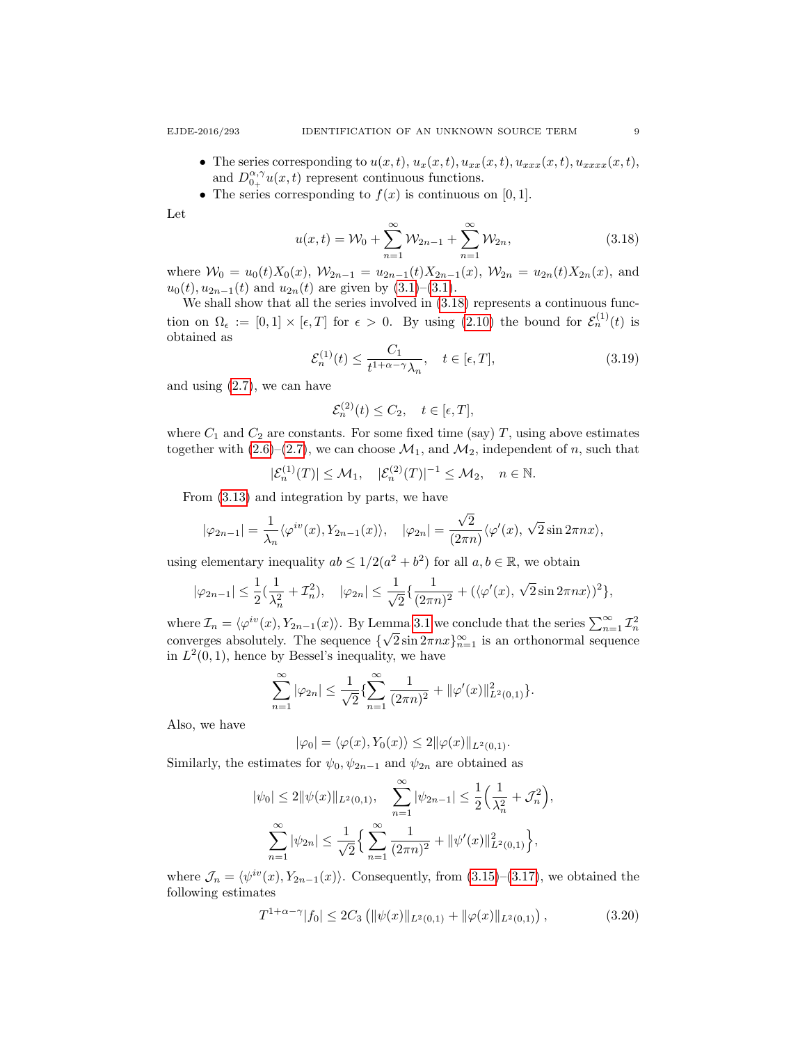- The series corresponding to $u(x,t)$, $u_x(x,t)$, $u_{xx}(x,t)$, $u_{xxx}(x,t)$, $u_{xxxx}(x,t)$, and $D_{0_+}^{\alpha,\gamma}u(x,t)$ represent continuous functions.
- The series corresponding to $f(x)$ is continuous on $[0,1]$.

Let

$$u(x,t) = \mathcal{W}_0 + \sum_{n=1}^{\infty} \mathcal{W}_{2n-1} + \sum_{n=1}^{\infty} \mathcal{W}_{2n}, \tag{3.18}$$

where $\mathcal{W}_0 = u_0(t)X_0(x)$, $\mathcal{W}_{2n-1} = u_{2n-1}(t)X_{2n-1}(x)$, $\mathcal{W}_{2n} = u_{2n}(t)X_{2n}(x)$, and $u_0(t), u_{2n-1}(t)$ and $u_{2n}(t)$ are given by (3.1)–(3.1).

We shall show that all the series involved in (3.18) represents a continuous function on $\Omega_\epsilon := [0,1] \times [\epsilon, T]$ for $\epsilon > 0$. By using (2.10) the bound for $\mathcal{E}_n^{(1)}(t)$ is obtained as

$$\mathcal{E}_n^{(1)}(t) \le \frac{C_1}{t^{1+\alpha-\gamma}\lambda_n}, \quad t \in [\epsilon, T], \tag{3.19}$$

and using (2.7), we can have

$$\mathcal{E}_n^{(2)}(t) \le C_2, \quad t \in [\epsilon, T],$$

where $C_1$ and $C_2$ are constants. For some fixed time (say) $T$, using above estimates together with (2.6)–(2.7), we can choose $\mathcal{M}_1$, and $\mathcal{M}_2$, independent of $n$, such that

$$|\mathcal{E}_n^{(1)}(T)| \le \mathcal{M}_1, \quad |\mathcal{E}_n^{(2)}(T)|^{-1} \le \mathcal{M}_2, \quad n \in \mathbb{N}.$$

From (3.13) and integration by parts, we have

$$|\varphi_{2n-1}| = \frac{1}{\lambda_n}\langle \varphi^{iv}(x), Y_{2n-1}(x)\rangle, \quad |\varphi_{2n}| = \frac{\sqrt{2}}{(2\pi n)}\langle \varphi'(x), \sqrt{2}\sin 2\pi n x\rangle,$$

using elementary inequality $ab \le 1/2(a^2+b^2)$ for all $a, b \in \mathbb{R}$, we obtain

$$|\varphi_{2n-1}| \le \frac{1}{2}\Big(\frac{1}{\lambda_n^2} + \mathcal{I}_n^2\Big), \quad |\varphi_{2n}| \le \frac{1}{\sqrt{2}}\Big\{\frac{1}{(2\pi n)^2} + (\langle \varphi'(x), \sqrt{2}\sin 2\pi n x\rangle)^2\Big\},$$

where $\mathcal{I}_n = \langle \varphi^{iv}(x), Y_{2n-1}(x)\rangle$. By Lemma 3.1 we conclude that the series $\sum_{n=1}^{\infty} \mathcal{I}_n^2$ converges absolutely. The sequence $\{\sqrt{2}\sin 2\pi n x\}_{n=1}^{\infty}$ is an orthonormal sequence in $L^2(0,1)$, hence by Bessel's inequality, we have

$$\sum_{n=1}^{\infty} |\varphi_{2n}| \le \frac{1}{\sqrt{2}}\Big\{\sum_{n=1}^{\infty} \frac{1}{(2\pi n)^2} + \|\varphi'(x)\|^2_{L^2(0,1)}\Big\}.$$

Also, we have

$$|\varphi_0| = \langle \varphi(x), Y_0(x)\rangle \le 2\|\varphi(x)\|_{L^2(0,1)}.$$

Similarly, the estimates for $\psi_0, \psi_{2n-1}$ and $\psi_{2n}$ are obtained as

$$|\psi_0| \le 2\|\psi(x)\|_{L^2(0,1)}, \quad \sum_{n=1}^{\infty} |\psi_{2n-1}| \le \frac{1}{2}\Big(\frac{1}{\lambda_n^2} + \mathcal{J}_n^2\Big),$$

$$\sum_{n=1}^{\infty} |\psi_{2n}| \le \frac{1}{\sqrt{2}}\Big\{\sum_{n=1}^{\infty} \frac{1}{(2\pi n)^2} + \|\psi'(x)\|^2_{L^2(0,1)}\Big\},$$

where $\mathcal{J}_n = \langle \psi^{iv}(x), Y_{2n-1}(x)\rangle$. Consequently, from (3.15)–(3.17), we obtained the following estimates

$$T^{1+\alpha-\gamma}|f_0| \le 2C_3\left(\|\psi(x)\|_{L^2(0,1)} + \|\varphi(x)\|_{L^2(0,1)}\right), \tag{3.20}$$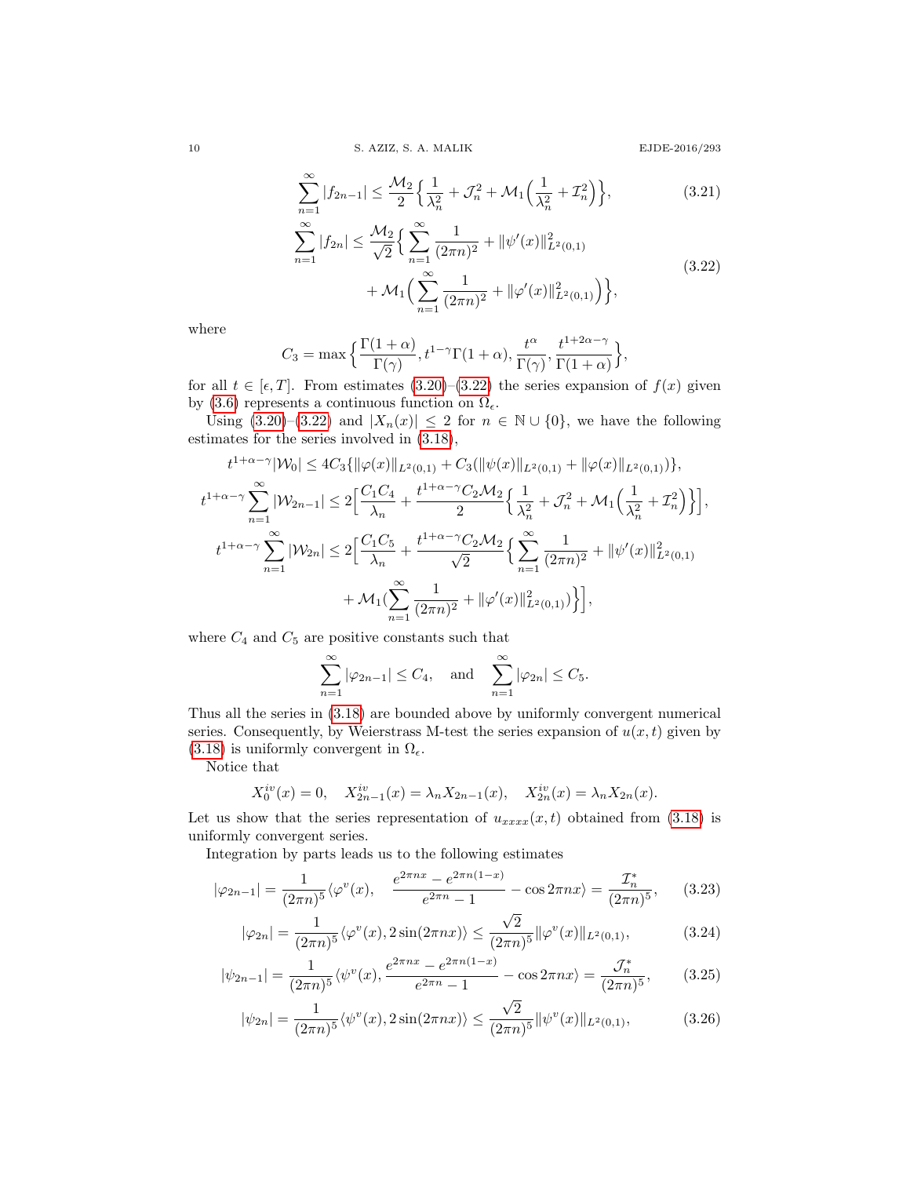$$\sum_{n=1}^{\infty}|f_{2n-1}| \le \frac{\mathcal{M}_2}{2}\Big\{\frac{1}{\lambda_n^2}+\mathcal{J}_n^2+\mathcal{M}_1\Big(\frac{1}{\lambda_n^2}+\mathcal{I}_n^2\Big)\Big\}, \tag{3.21}$$

$$\begin{aligned}\sum_{n=1}^{\infty}|f_{2n}| \le \frac{\mathcal{M}_2}{\sqrt{2}}\Big\{&\sum_{n=1}^{\infty}\frac{1}{(2\pi n)^2}+\|\psi'(x)\|^2_{L^2(0,1)}\\ &+\mathcal{M}_1\Big(\sum_{n=1}^{\infty}\frac{1}{(2\pi n)^2}+\|\varphi'(x)\|^2_{L^2(0,1)}\Big)\Big\},\end{aligned} \tag{3.22}$$

where

$$C_3=\max\Big\{\frac{\Gamma(1+\alpha)}{\Gamma(\gamma)}, t^{1-\gamma}\Gamma(1+\alpha), \frac{t^{\alpha}}{\Gamma(\gamma)}, \frac{t^{1+2\alpha-\gamma}}{\Gamma(1+\alpha)}\Big\},$$

for all $t\in[\epsilon,T]$. From estimates (3.20)–(3.22) the series expansion of $f(x)$ given by (3.6) represents a continuous function on $\Omega_\epsilon$.

Using (3.20)–(3.22) and $|X_n(x)|\le 2$ for $n\in\mathbb{N}\cup\{0\}$, we have the following estimates for the series involved in (3.18),

$$t^{1+\alpha-\gamma}|\mathcal{W}_0|\le 4C_3\{\|\varphi(x)\|_{L^2(0,1)}+C_3(\|\psi(x)\|_{L^2(0,1)}+\|\varphi(x)\|_{L^2(0,1)})\},$$

$$t^{1+\alpha-\gamma}\sum_{n=1}^{\infty}|\mathcal{W}_{2n-1}|\le 2\Big[\frac{C_1C_4}{\lambda_n}+\frac{t^{1+\alpha-\gamma}C_2\mathcal{M}_2}{2}\Big\{\frac{1}{\lambda_n^2}+\mathcal{J}_n^2+\mathcal{M}_1\Big(\frac{1}{\lambda_n^2}+\mathcal{I}_n^2\Big)\Big\}\Big],$$

$$\begin{aligned}t^{1+\alpha-\gamma}\sum_{n=1}^{\infty}|\mathcal{W}_{2n}|\le 2\Big[\frac{C_1C_5}{\lambda_n}+\frac{t^{1+\alpha-\gamma}C_2\mathcal{M}_2}{\sqrt{2}}\Big\{&\sum_{n=1}^{\infty}\frac{1}{(2\pi n)^2}+\|\psi'(x)\|^2_{L^2(0,1)}\\ &+\mathcal{M}_1\Big(\sum_{n=1}^{\infty}\frac{1}{(2\pi n)^2}+\|\varphi'(x)\|^2_{L^2(0,1)}\Big)\Big\}\Big],\end{aligned}$$

where $C_4$ and $C_5$ are positive constants such that

$$\sum_{n=1}^{\infty}|\varphi_{2n-1}|\le C_4,\quad\text{and}\quad \sum_{n=1}^{\infty}|\varphi_{2n}|\le C_5.$$

Thus all the series in (3.18) are bounded above by uniformly convergent numerical series. Consequently, by Weierstrass M-test the series expansion of $u(x,t)$ given by (3.18) is uniformly convergent in $\Omega_\epsilon$.

Notice that

$$X_0^{iv}(x)=0,\quad X_{2n-1}^{iv}(x)=\lambda_nX_{2n-1}(x),\quad X_{2n}^{iv}(x)=\lambda_nX_{2n}(x).$$

Let us show that the series representation of $u_{xxxx}(x,t)$ obtained from (3.18) is uniformly convergent series.

Integration by parts leads us to the following estimates

$$|\varphi_{2n-1}|=\frac{1}{(2\pi n)^5}\langle\varphi^v(x),\quad \frac{e^{2\pi nx}-e^{2\pi n(1-x)}}{e^{2\pi n}-1}-\cos 2\pi nx\rangle=\frac{\mathcal{I}_n^*}{(2\pi n)^5}, \tag{3.23}$$

$$|\varphi_{2n}|=\frac{1}{(2\pi n)^5}\langle\varphi^v(x),2\sin(2\pi nx)\rangle\le\frac{\sqrt{2}}{(2\pi n)^5}\|\varphi^v(x)\|_{L^2(0,1)}, \tag{3.24}$$

$$|\psi_{2n-1}|=\frac{1}{(2\pi n)^5}\langle\psi^v(x),\frac{e^{2\pi nx}-e^{2\pi n(1-x)}}{e^{2\pi n}-1}-\cos 2\pi nx\rangle=\frac{\mathcal{J}_n^*}{(2\pi n)^5}, \tag{3.25}$$

$$|\psi_{2n}|=\frac{1}{(2\pi n)^5}\langle\psi^v(x),2\sin(2\pi nx)\rangle\le\frac{\sqrt{2}}{(2\pi n)^5}\|\psi^v(x)\|_{L^2(0,1)}, \tag{3.26}$$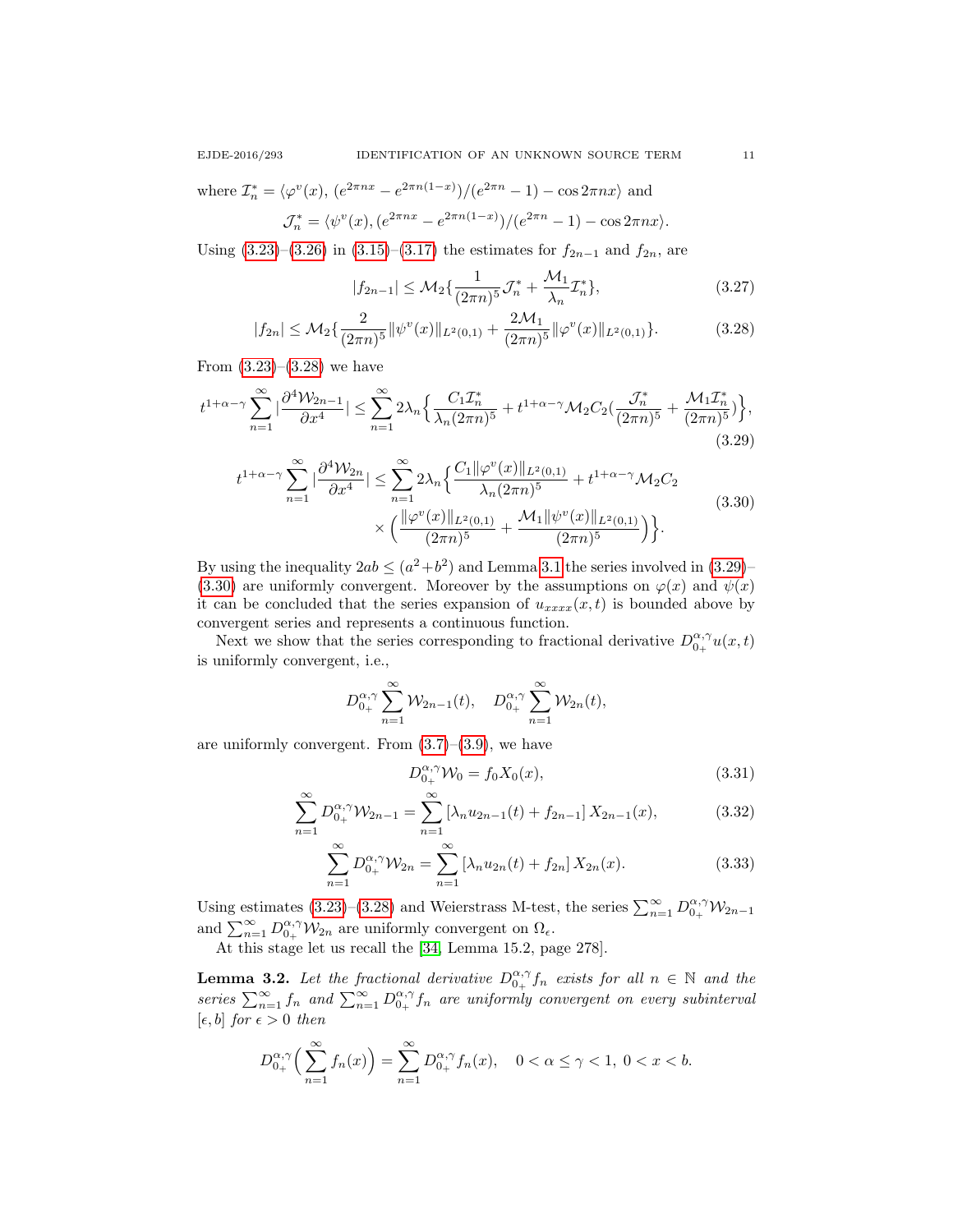where $\mathcal{I}_n^* = \langle \varphi^v(x), (e^{2\pi nx} - e^{2\pi n(1-x)})/(e^{2\pi n} - 1) - \cos 2\pi nx\rangle$ and

$$\mathcal{J}_n^* = \langle \psi^v(x), (e^{2\pi nx} - e^{2\pi n(1-x)})/(e^{2\pi n} - 1) - \cos 2\pi nx\rangle.$$

Using (3.23)–(3.26) in (3.15)–(3.17) the estimates for $f_{2n-1}$ and $f_{2n}$, are

$$|f_{2n-1}| \le \mathcal{M}_2\{\frac{1}{(2\pi n)^5}\mathcal{J}_n^* + \frac{\mathcal{M}_1}{\lambda_n}\mathcal{I}_n^*\}, \tag{3.27}$$

$$|f_{2n}| \le \mathcal{M}_2\{\frac{2}{(2\pi n)^5}\|\psi^v(x)\|_{L^2(0,1)} + \frac{2\mathcal{M}_1}{(2\pi n)^5}\|\varphi^v(x)\|_{L^2(0,1)}\}. \tag{3.28}$$

From (3.23)–(3.28) we have

$$t^{1+\alpha-\gamma}\sum_{n=1}^{\infty}|\frac{\partial^4\mathcal{W}_{2n-1}}{\partial x^4}| \le \sum_{n=1}^{\infty}2\lambda_n\Big\{\frac{C_1\mathcal{I}_n^*}{\lambda_n(2\pi n)^5} + t^{1+\alpha-\gamma}\mathcal{M}_2C_2(\frac{\mathcal{J}_n^*}{(2\pi n)^5} + \frac{\mathcal{M}_1\mathcal{I}_n^*}{(2\pi n)^5})\Big\}, \tag{3.29}$$

$$\begin{aligned} t^{1+\alpha-\gamma}\sum_{n=1}^{\infty}|\frac{\partial^4\mathcal{W}_{2n}}{\partial x^4}| \le \sum_{n=1}^{\infty}2\lambda_n\Big\{&\frac{C_1\|\varphi^v(x)\|_{L^2(0,1)}}{\lambda_n(2\pi n)^5} + t^{1+\alpha-\gamma}\mathcal{M}_2C_2 \\ &\times\Big(\frac{\|\varphi^v(x)\|_{L^2(0,1)}}{(2\pi n)^5} + \frac{\mathcal{M}_1\|\psi^v(x)\|_{L^2(0,1)}}{(2\pi n)^5}\Big)\Big\}. \end{aligned} \tag{3.30}$$

By using the inequality $2ab \le (a^2+b^2)$ and Lemma 3.1 the series involved in (3.29)–(3.30) are uniformly convergent. Moreover by the assumptions on $\varphi(x)$ and $\psi(x)$ it can be concluded that the series expansion of $u_{xxxx}(x,t)$ is bounded above by convergent series and represents a continuous function.

Next we show that the series corresponding to fractional derivative $D_{0_+}^{\alpha,\gamma}u(x,t)$ is uniformly convergent, i.e.,

$$D_{0_+}^{\alpha,\gamma}\sum_{n=1}^{\infty}\mathcal{W}_{2n-1}(t), \quad D_{0_+}^{\alpha,\gamma}\sum_{n=1}^{\infty}\mathcal{W}_{2n}(t),$$

are uniformly convergent. From (3.7)–(3.9), we have

$$D_{0_+}^{\alpha,\gamma}\mathcal{W}_0 = f_0X_0(x), \tag{3.31}$$

$$\sum_{n=1}^{\infty}D_{0_+}^{\alpha,\gamma}\mathcal{W}_{2n-1} = \sum_{n=1}^{\infty}\left[\lambda_nu_{2n-1}(t) + f_{2n-1}\right]X_{2n-1}(x), \tag{3.32}$$

$$\sum_{n=1}^{\infty}D_{0_+}^{\alpha,\gamma}\mathcal{W}_{2n} = \sum_{n=1}^{\infty}\left[\lambda_nu_{2n}(t) + f_{2n}\right]X_{2n}(x). \tag{3.33}$$

Using estimates (3.23)–(3.28) and Weierstrass M-test, the series $\sum_{n=1}^{\infty}D_{0_+}^{\alpha,\gamma}\mathcal{W}_{2n-1}$ and $\sum_{n=1}^{\infty}D_{0_+}^{\alpha,\gamma}\mathcal{W}_{2n}$ are uniformly convergent on $\Omega_\epsilon$.

At this stage let us recall the [34, Lemma 15.2, page 278].

**Lemma 3.2.** *Let the fractional derivative $D_{0_+}^{\alpha,\gamma}f_n$ exists for all $n \in \mathbb{N}$ and the series $\sum_{n=1}^{\infty}f_n$ and $\sum_{n=1}^{\infty}D_{0_+}^{\alpha,\gamma}f_n$ are uniformly convergent on every subinterval $[\epsilon, b]$ for $\epsilon > 0$ then*

$$D_{0_+}^{\alpha,\gamma}\Big(\sum_{n=1}^{\infty}f_n(x)\Big) = \sum_{n=1}^{\infty}D_{0_+}^{\alpha,\gamma}f_n(x), \quad 0 < \alpha \le \gamma < 1,\ 0 < x < b.$$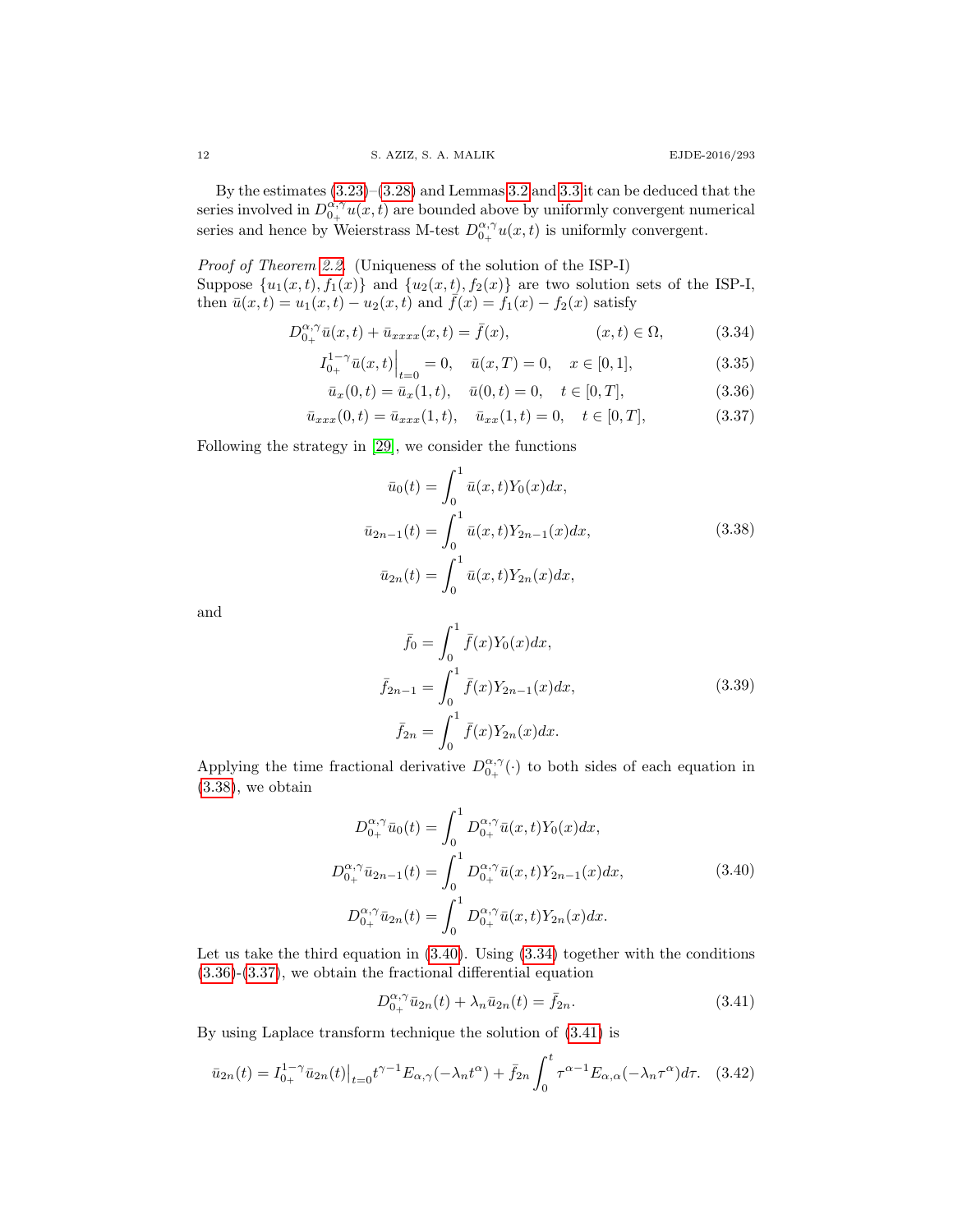By the estimates (3.23)–(3.28) and Lemmas 3.2 and 3.3 it can be deduced that the series involved in $D_{0+}^{\alpha,\gamma}u(x,t)$ are bounded above by uniformly convergent numerical series and hence by Weierstrass M-test $D_{0+}^{\alpha,\gamma}u(x,t)$ is uniformly convergent.

*Proof of Theorem 2.2.* (Uniqueness of the solution of the ISP-I)
Suppose $\{u_1(x,t), f_1(x)\}$ and $\{u_2(x,t), f_2(x)\}$ are two solution sets of the ISP-I, then $\bar{u}(x,t) = u_1(x,t) - u_2(x,t)$ and $\bar{f}(x) = f_1(x) - f_2(x)$ satisfy

$$D_{0+}^{\alpha,\gamma}\bar{u}(x,t) + \bar{u}_{xxxx}(x,t) = \bar{f}(x), \qquad (x,t) \in \Omega, \tag{3.34}$$

$$I_{0+}^{1-\gamma}\bar{u}(x,t)\Big|_{t=0} = 0, \quad \bar{u}(x,T) = 0, \quad x \in [0,1], \tag{3.35}$$

$$\bar{u}_x(0,t) = \bar{u}_x(1,t), \quad \bar{u}(0,t) = 0, \quad t \in [0,T], \tag{3.36}$$

$$\bar{u}_{xxx}(0,t) = \bar{u}_{xxx}(1,t), \quad \bar{u}_{xx}(1,t) = 0, \quad t \in [0,T], \tag{3.37}$$

Following the strategy in [29], we consider the functions

$$\begin{aligned}
\bar{u}_0(t) &= \int_0^1 \bar{u}(x,t)Y_0(x)dx, \\
\bar{u}_{2n-1}(t) &= \int_0^1 \bar{u}(x,t)Y_{2n-1}(x)dx, \\
\bar{u}_{2n}(t) &= \int_0^1 \bar{u}(x,t)Y_{2n}(x)dx,
\end{aligned} \tag{3.38}$$

and

$$\begin{aligned}
\bar{f}_0 &= \int_0^1 \bar{f}(x)Y_0(x)dx, \\
\bar{f}_{2n-1} &= \int_0^1 \bar{f}(x)Y_{2n-1}(x)dx, \\
\bar{f}_{2n} &= \int_0^1 \bar{f}(x)Y_{2n}(x)dx.
\end{aligned} \tag{3.39}$$

Applying the time fractional derivative $D_{0+}^{\alpha,\gamma}(\cdot)$ to both sides of each equation in (3.38), we obtain

$$\begin{aligned}
D_{0+}^{\alpha,\gamma}\bar{u}_0(t) &= \int_0^1 D_{0+}^{\alpha,\gamma}\bar{u}(x,t)Y_0(x)dx, \\
D_{0+}^{\alpha,\gamma}\bar{u}_{2n-1}(t) &= \int_0^1 D_{0+}^{\alpha,\gamma}\bar{u}(x,t)Y_{2n-1}(x)dx, \\
D_{0+}^{\alpha,\gamma}\bar{u}_{2n}(t) &= \int_0^1 D_{0+}^{\alpha,\gamma}\bar{u}(x,t)Y_{2n}(x)dx.
\end{aligned} \tag{3.40}$$

Let us take the third equation in (3.40). Using (3.34) together with the conditions (3.36)-(3.37), we obtain the fractional differential equation

$$D_{0+}^{\alpha,\gamma}\bar{u}_{2n}(t) + \lambda_n\bar{u}_{2n}(t) = \bar{f}_{2n}. \tag{3.41}$$

By using Laplace transform technique the solution of (3.41) is

$$\bar{u}_{2n}(t) = I_{0+}^{1-\gamma}\bar{u}_{2n}(t)\big|_{t=0}t^{\gamma-1}E_{\alpha,\gamma}(-\lambda_n t^\alpha) + \bar{f}_{2n}\int_0^t \tau^{\alpha-1}E_{\alpha,\alpha}(-\lambda_n\tau^\alpha)d\tau. \tag{3.42}$$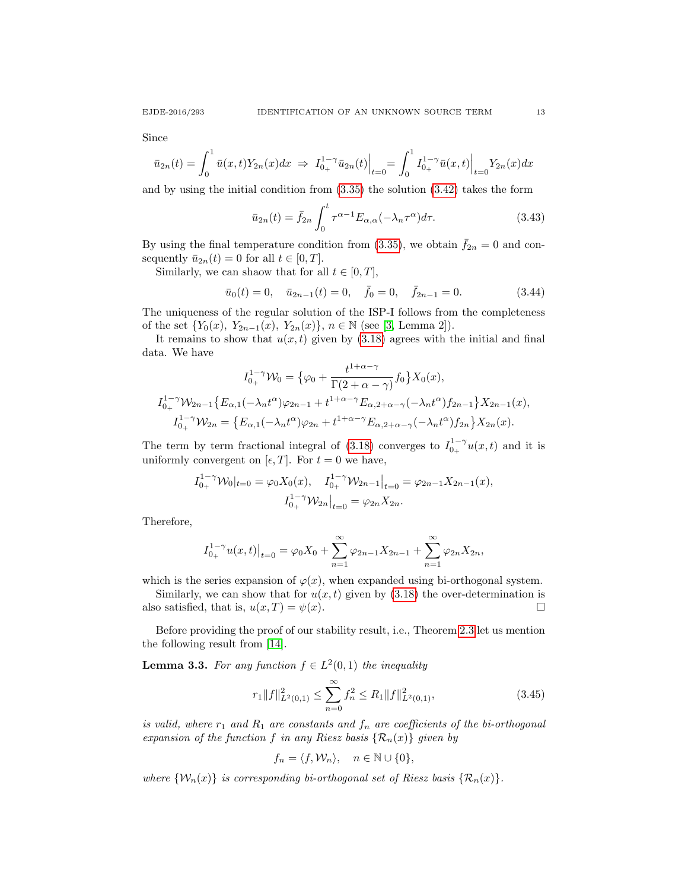Since

$$\bar{u}_{2n}(t) = \int_0^1 \bar{u}(x,t) Y_{2n}(x) dx \;\Rightarrow\; I_{0_+}^{1-\gamma} \bar{u}_{2n}(t)\Big|_{t=0} = \int_0^1 I_{0_+}^{1-\gamma} \bar{u}(x,t)\Big|_{t=0} Y_{2n}(x) dx$$

and by using the initial condition from (3.35) the solution (3.42) takes the form

$$\bar{u}_{2n}(t) = \bar{f}_{2n} \int_0^t \tau^{\alpha-1} E_{\alpha,\alpha}(-\lambda_n \tau^\alpha) d\tau. \tag{3.43}$$

By using the final temperature condition from (3.35), we obtain $\bar{f}_{2n} = 0$ and consequently $\bar{u}_{2n}(t) = 0$ for all $t \in [0, T]$.

Similarly, we can shaow that for all $t \in [0, T]$,

$$\bar{u}_0(t) = 0, \quad \bar{u}_{2n-1}(t) = 0, \quad \bar{f}_0 = 0, \quad \bar{f}_{2n-1} = 0. \tag{3.44}$$

The uniqueness of the regular solution of the ISP-I follows from the completeness of the set $\{Y_0(x),\, Y_{2n-1}(x),\, Y_{2n}(x)\}$, $n \in \mathbb{N}$ (see [3, Lemma 2]).

It remains to show that $u(x,t)$ given by (3.18) agrees with the initial and final data. We have

$$I_{0_+}^{1-\gamma} \mathcal{W}_0 = \big\{\varphi_0 + \frac{t^{1+\alpha-\gamma}}{\Gamma(2+\alpha-\gamma)} f_0\big\} X_0(x),$$

$$I_{0_+}^{1-\gamma} \mathcal{W}_{2n-1} \big\{E_{\alpha,1}(-\lambda_n t^\alpha)\varphi_{2n-1} + t^{1+\alpha-\gamma} E_{\alpha,2+\alpha-\gamma}(-\lambda_n t^\alpha) f_{2n-1}\big\} X_{2n-1}(x),$$

$$I_{0_+}^{1-\gamma} \mathcal{W}_{2n} = \big\{E_{\alpha,1}(-\lambda_n t^\alpha)\varphi_{2n} + t^{1+\alpha-\gamma} E_{\alpha,2+\alpha-\gamma}(-\lambda_n t^\alpha) f_{2n}\big\} X_{2n}(x).$$

The term by term fractional integral of (3.18) converges to $I_{0_+}^{1-\gamma} u(x,t)$ and it is uniformly convergent on $[\epsilon, T]$. For $t = 0$ we have,

$$I_{0_+}^{1-\gamma} \mathcal{W}_0|_{t=0} = \varphi_0 X_0(x), \quad I_{0_+}^{1-\gamma} \mathcal{W}_{2n-1}\big|_{t=0} = \varphi_{2n-1} X_{2n-1}(x),$$
$$I_{0_+}^{1-\gamma} \mathcal{W}_{2n}\big|_{t=0} = \varphi_{2n} X_{2n}.$$

Therefore,

$$I_{0_+}^{1-\gamma} u(x,t)\big|_{t=0} = \varphi_0 X_0 + \sum_{n=1}^{\infty} \varphi_{2n-1} X_{2n-1} + \sum_{n=1}^{\infty} \varphi_{2n} X_{2n},$$

which is the series expansion of $\varphi(x)$, when expanded using bi-orthogonal system.

Similarly, we can show that for $u(x,t)$ given by (3.18) the over-determination is also satisfied, that is, $u(x,T) = \psi(x)$. $\square$

Before providing the proof of our stability result, i.e., Theorem 2.3 let us mention the following result from [14].

**Lemma 3.3.** *For any function $f \in L^2(0,1)$ the inequality*

$$r_1 \|f\|^2_{L^2(0,1)} \le \sum_{n=0}^{\infty} f_n^2 \le R_1 \|f\|^2_{L^2(0,1)}, \tag{3.45}$$

*is valid, where $r_1$ and $R_1$ are constants and $f_n$ are coefficients of the bi-orthogonal expansion of the function $f$ in any Riesz basis $\{\mathcal{R}_n(x)\}$ given by*

$$f_n = \langle f, \mathcal{W}_n \rangle, \quad n \in \mathbb{N} \cup \{0\},$$

*where $\{\mathcal{W}_n(x)\}$ is corresponding bi-orthogonal set of Riesz basis $\{\mathcal{R}_n(x)\}$.*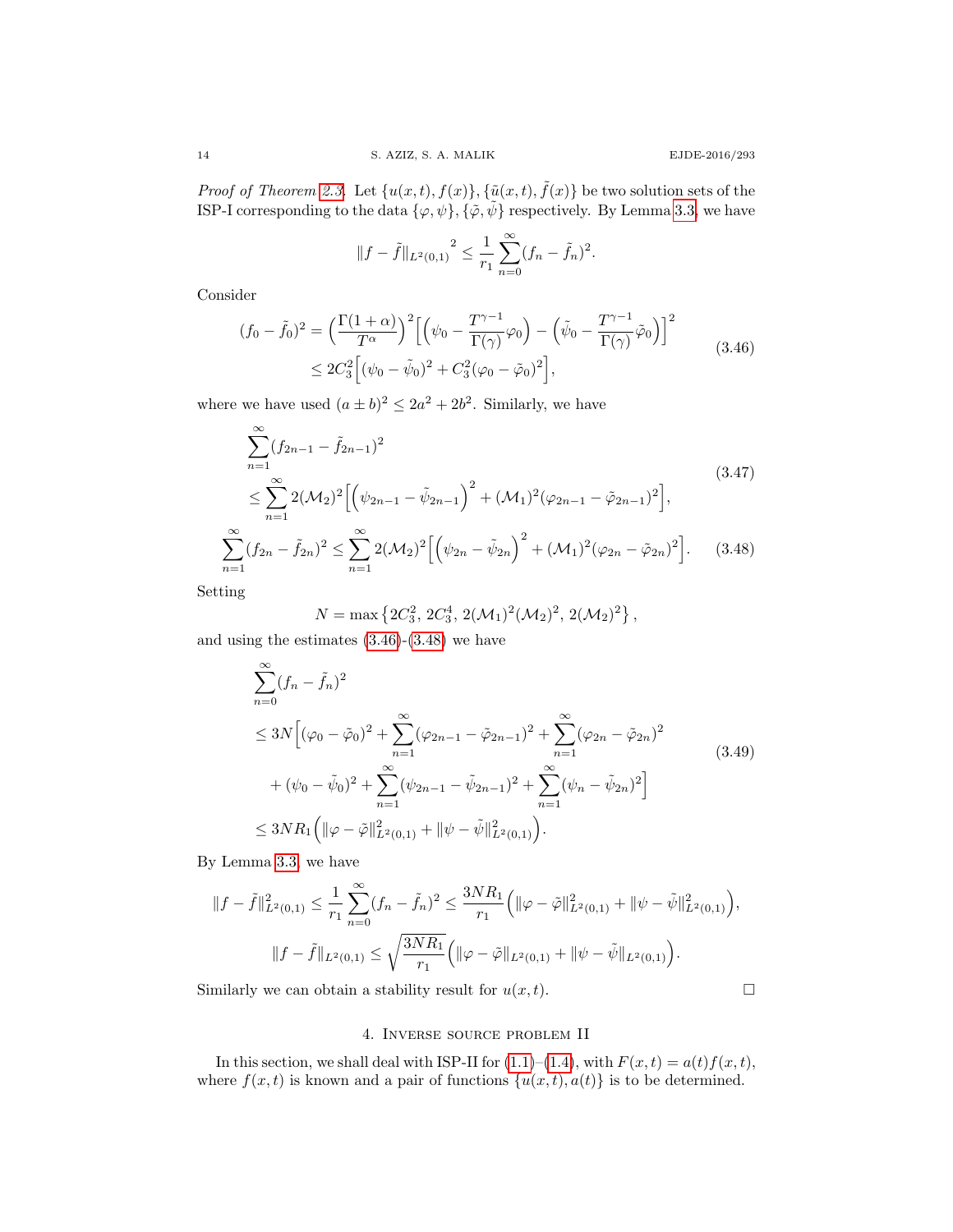*Proof of Theorem 2.3.* Let $\{u(x,t), f(x)\}, \{\tilde{u}(x,t), \tilde{f}(x)\}$ be two solution sets of the ISP-I corresponding to the data $\{\varphi, \psi\}, \{\tilde{\varphi}, \tilde{\psi}\}$ respectively. By Lemma 3.3, we have

$$\|f - \tilde{f}\|_{L^2(0,1)}{}^2 \leq \frac{1}{r_1} \sum_{n=0}^{\infty} (f_n - \tilde{f}_n)^2.$$

Consider

$$\begin{aligned}(f_0 - \tilde{f}_0)^2 &= \Big(\frac{\Gamma(1+\alpha)}{T^\alpha}\Big)^2 \Big[\Big(\psi_0 - \frac{T^{\gamma-1}}{\Gamma(\gamma)}\varphi_0\Big) - \Big(\tilde{\psi}_0 - \frac{T^{\gamma-1}}{\Gamma(\gamma)}\tilde{\varphi}_0\Big)\Big]^2 \\ &\leq 2C_3^2 \Big[(\psi_0 - \tilde{\psi}_0)^2 + C_3^2(\varphi_0 - \tilde{\varphi}_0)^2\Big],\end{aligned} \tag{3.46}$$

where we have used $(a \pm b)^2 \leq 2a^2 + 2b^2$. Similarly, we have

$$\begin{aligned}&\sum_{n=1}^{\infty} (f_{2n-1} - \tilde{f}_{2n-1})^2 \\ &\leq \sum_{n=1}^{\infty} 2(\mathcal{M}_2)^2 \Big[\Big(\psi_{2n-1} - \tilde{\psi}_{2n-1}\Big)^2 + (\mathcal{M}_1)^2(\varphi_{2n-1} - \tilde{\varphi}_{2n-1})^2\Big],\end{aligned} \tag{3.47}$$

$$\sum_{n=1}^{\infty} (f_{2n} - \tilde{f}_{2n})^2 \leq \sum_{n=1}^{\infty} 2(\mathcal{M}_2)^2 \Big[\Big(\psi_{2n} - \tilde{\psi}_{2n}\Big)^2 + (\mathcal{M}_1)^2(\varphi_{2n} - \tilde{\varphi}_{2n})^2\Big]. \tag{3.48}$$

Setting

$$N = \max\left\{2C_3^2,\, 2C_3^4,\, 2(\mathcal{M}_1)^2(\mathcal{M}_2)^2,\, 2(\mathcal{M}_2)^2\right\},$$

and using the estimates (3.46)-(3.48) we have

$$\begin{aligned}&\sum_{n=0}^{\infty} (f_n - \tilde{f}_n)^2 \\ &\leq 3N\Big[(\varphi_0 - \tilde{\varphi}_0)^2 + \sum_{n=1}^{\infty} (\varphi_{2n-1} - \tilde{\varphi}_{2n-1})^2 + \sum_{n=1}^{\infty} (\varphi_{2n} - \tilde{\varphi}_{2n})^2 \\ &\quad + (\psi_0 - \tilde{\psi}_0)^2 + \sum_{n=1}^{\infty} (\psi_{2n-1} - \tilde{\psi}_{2n-1})^2 + \sum_{n=1}^{\infty} (\psi_n - \tilde{\psi}_{2n})^2\Big] \\ &\leq 3NR_1\Big(\|\varphi - \tilde{\varphi}\|^2_{L^2(0,1)} + \|\psi - \tilde{\psi}\|^2_{L^2(0,1)}\Big).\end{aligned} \tag{3.49}$$

By Lemma 3.3, we have

$$\|f - \tilde{f}\|^2_{L^2(0,1)} \leq \frac{1}{r_1} \sum_{n=0}^{\infty} (f_n - \tilde{f}_n)^2 \leq \frac{3NR_1}{r_1}\Big(\|\varphi - \tilde{\varphi}\|^2_{L^2(0,1)} + \|\psi - \tilde{\psi}\|^2_{L^2(0,1)}\Big),$$

$$\|f - \tilde{f}\|_{L^2(0,1)} \leq \sqrt{\frac{3NR_1}{r_1}}\Big(\|\varphi - \tilde{\varphi}\|_{L^2(0,1)} + \|\psi - \tilde{\psi}\|_{L^2(0,1)}\Big).$$

Similarly we can obtain a stability result for $u(x,t)$. $\square$

## 4. Inverse source problem II

In this section, we shall deal with ISP-II for (1.1)–(1.4), with $F(x,t) = a(t)f(x,t)$, where $f(x,t)$ is known and a pair of functions $\{u(x,t), a(t)\}$ is to be determined.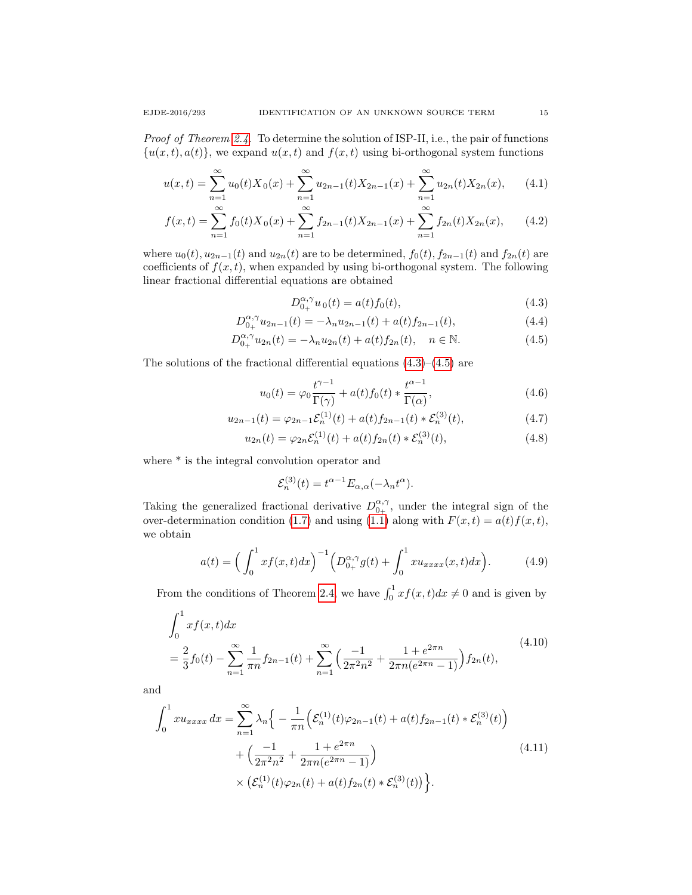*Proof of Theorem 2.4.* To determine the solution of ISP-II, i.e., the pair of functions $\{u(x,t), a(t)\}$, we expand $u(x,t)$ and $f(x,t)$ using bi-orthogonal system functions

$$u(x,t) = \sum_{n=1}^{\infty} u_0(t)X_0(x) + \sum_{n=1}^{\infty} u_{2n-1}(t)X_{2n-1}(x) + \sum_{n=1}^{\infty} u_{2n}(t)X_{2n}(x), \tag{4.1}$$

$$f(x,t) = \sum_{n=1}^{\infty} f_0(t)X_0(x) + \sum_{n=1}^{\infty} f_{2n-1}(t)X_{2n-1}(x) + \sum_{n=1}^{\infty} f_{2n}(t)X_{2n}(x), \tag{4.2}$$

where $u_0(t), u_{2n-1}(t)$ and $u_{2n}(t)$ are to be determined, $f_0(t), f_{2n-1}(t)$ and $f_{2n}(t)$ are coefficients of $f(x,t)$, when expanded by using bi-orthogonal system. The following linear fractional differential equations are obtained

$$D_{0_+}^{\alpha,\gamma} u_0(t) = a(t)f_0(t), \tag{4.3}$$

$$D_{0_+}^{\alpha,\gamma} u_{2n-1}(t) = -\lambda_n u_{2n-1}(t) + a(t)f_{2n-1}(t), \tag{4.4}$$

$$D_{0_+}^{\alpha,\gamma} u_{2n}(t) = -\lambda_n u_{2n}(t) + a(t)f_{2n}(t), \quad n \in \mathbb{N}. \tag{4.5}$$

The solutions of the fractional differential equations (4.3)–(4.5) are

$$u_0(t) = \varphi_0 \frac{t^{\gamma-1}}{\Gamma(\gamma)} + a(t)f_0(t) * \frac{t^{\alpha-1}}{\Gamma(\alpha)}, \tag{4.6}$$

$$u_{2n-1}(t) = \varphi_{2n-1}\mathcal{E}_n^{(1)}(t) + a(t)f_{2n-1}(t) * \mathcal{E}_n^{(3)}(t), \tag{4.7}$$

$$u_{2n}(t) = \varphi_{2n}\mathcal{E}_n^{(1)}(t) + a(t)f_{2n}(t) * \mathcal{E}_n^{(3)}(t), \tag{4.8}$$

where * is the integral convolution operator and

$$\mathcal{E}_n^{(3)}(t) = t^{\alpha-1}E_{\alpha,\alpha}(-\lambda_n t^\alpha).$$

Taking the generalized fractional derivative $D_{0_+}^{\alpha,\gamma}$, under the integral sign of the over-determination condition (1.7) and using (1.1) along with $F(x,t) = a(t)f(x,t)$, we obtain

$$a(t) = \Big(\int_0^1 xf(x,t)dx\Big)^{-1}\Big(D_{0_+}^{\alpha,\gamma} g(t) + \int_0^1 xu_{xxxx}(x,t)dx\Big). \tag{4.9}$$

From the conditions of Theorem 2.4, we have $\int_0^1 xf(x,t)dx \neq 0$ and is given by

$$\begin{aligned}
&\int_0^1 xf(x,t)dx \\
&= \frac{2}{3}f_0(t) - \sum_{n=1}^{\infty}\frac{1}{\pi n}f_{2n-1}(t) + \sum_{n=1}^{\infty}\Big(\frac{-1}{2\pi^2n^2} + \frac{1+e^{2\pi n}}{2\pi n(e^{2\pi n}-1)}\Big)f_{2n}(t),
\end{aligned} \tag{4.10}$$

and

$$\begin{aligned}
\int_0^1 xu_{xxxx}\,dx = \sum_{n=1}^{\infty}\lambda_n\Big\{ &-\frac{1}{\pi n}\Big(\mathcal{E}_n^{(1)}(t)\varphi_{2n-1}(t) + a(t)f_{2n-1}(t) * \mathcal{E}_n^{(3)}(t)\Big) \\
&+ \Big(\frac{-1}{2\pi^2n^2} + \frac{1+e^{2\pi n}}{2\pi n(e^{2\pi n}-1)}\Big) \\
&\times \big(\mathcal{E}_n^{(1)}(t)\varphi_{2n}(t) + a(t)f_{2n}(t) * \mathcal{E}_n^{(3)}(t)\big)\Big\}.
\end{aligned} \tag{4.11}$$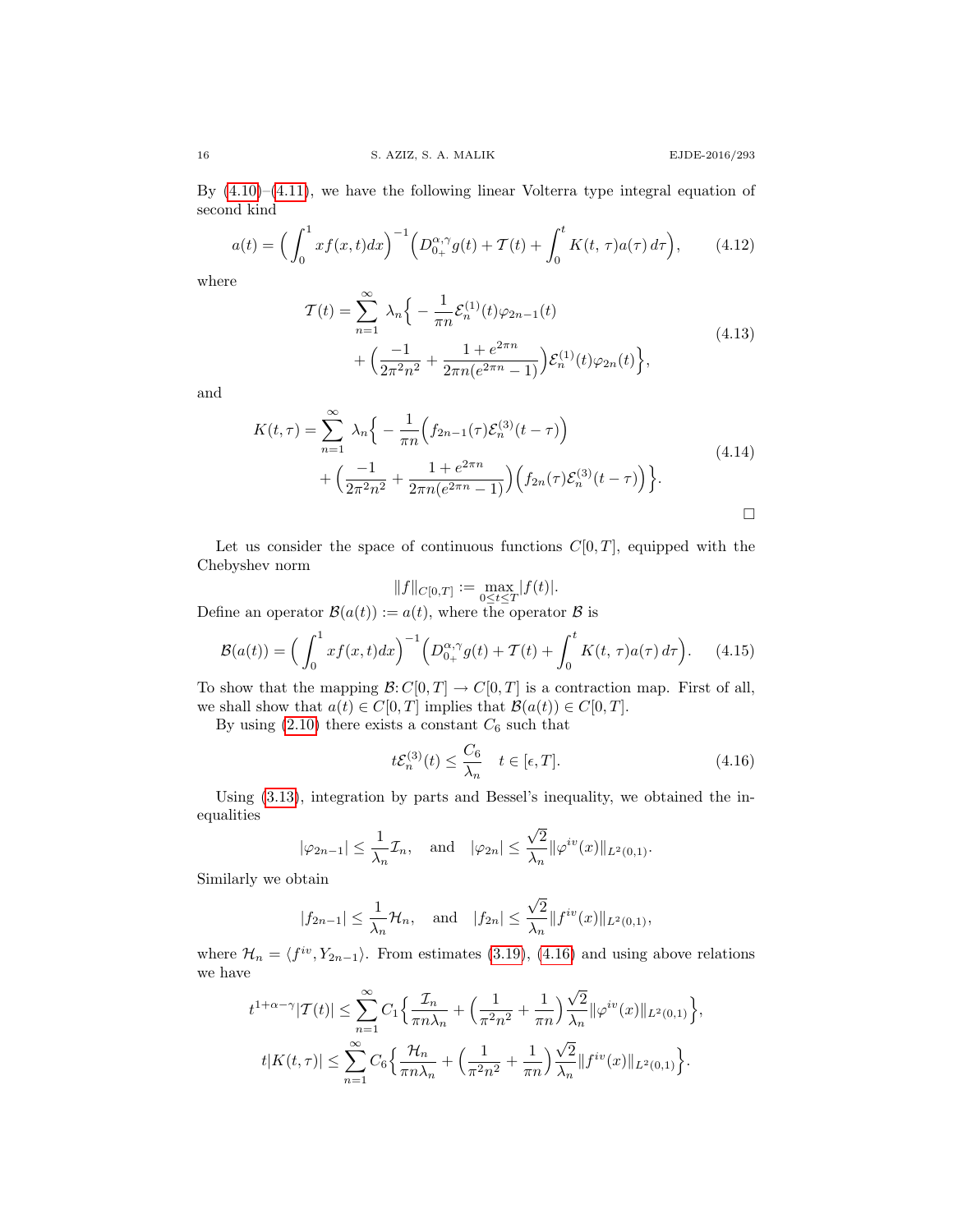By (4.10)–(4.11), we have the following linear Volterra type integral equation of second kind

$$
a(t) = \Big( \int_0^1 x f(x,t) dx \Big)^{-1} \Big( D_{0_+}^{\alpha,\gamma} g(t) + \mathcal{T}(t) + \int_0^t K(t,\tau) a(\tau)\, d\tau \Big), \tag{4.12}
$$

where

$$
\begin{aligned}
\mathcal{T}(t) = \sum_{n=1}^{\infty} \lambda_n \Big\{ & -\frac{1}{\pi n} \mathcal{E}_n^{(1)}(t) \varphi_{2n-1}(t) \\
& + \Big( \frac{-1}{2\pi^2 n^2} + \frac{1+e^{2\pi n}}{2\pi n (e^{2\pi n}-1)} \Big) \mathcal{E}_n^{(1)}(t) \varphi_{2n}(t) \Big\},
\end{aligned} \tag{4.13}
$$

and

$$
\begin{aligned}
K(t,\tau) = \sum_{n=1}^{\infty} \lambda_n \Big\{ & -\frac{1}{\pi n} \Big( f_{2n-1}(\tau) \mathcal{E}_n^{(3)}(t-\tau) \Big) \\
& + \Big( \frac{-1}{2\pi^2 n^2} + \frac{1+e^{2\pi n}}{2\pi n (e^{2\pi n}-1)} \Big) \Big( f_{2n}(\tau) \mathcal{E}_n^{(3)}(t-\tau) \Big) \Big\}.
\end{aligned} \tag{4.14}
$$

□

Let us consider the space of continuous functions $C[0,T]$, equipped with the Chebyshev norm

$$
\|f\|_{C[0,T]} := \max_{0\le t\le T} |f(t)|.
$$

Define an operator $\mathcal{B}(a(t)) := a(t)$, where the operator $\mathcal{B}$ is

$$
\mathcal{B}(a(t)) = \Big( \int_0^1 x f(x,t) dx \Big)^{-1} \Big( D_{0_+}^{\alpha,\gamma} g(t) + \mathcal{T}(t) + \int_0^t K(t,\tau) a(\tau)\, d\tau \Big). \tag{4.15}
$$

To show that the mapping $\mathcal{B}\colon C[0,T] \to C[0,T]$ is a contraction map. First of all, we shall show that $a(t) \in C[0,T]$ implies that $\mathcal{B}(a(t)) \in C[0,T]$.

By using (2.10) there exists a constant $C_6$ such that

$$
t\mathcal{E}_n^{(3)}(t) \le \frac{C_6}{\lambda_n} \quad t \in [\epsilon, T]. \tag{4.16}
$$

Using (3.13), integration by parts and Bessel's inequality, we obtained the inequalities

$$
|\varphi_{2n-1}| \le \frac{1}{\lambda_n} \mathcal{I}_n, \quad \text{and} \quad |\varphi_{2n}| \le \frac{\sqrt{2}}{\lambda_n} \|\varphi^{iv}(x)\|_{L^2(0,1)}.
$$

Similarly we obtain

$$
|f_{2n-1}| \le \frac{1}{\lambda_n} \mathcal{H}_n, \quad \text{and} \quad |f_{2n}| \le \frac{\sqrt{2}}{\lambda_n} \|f^{iv}(x)\|_{L^2(0,1)},
$$

where $\mathcal{H}_n = \langle f^{iv}, Y_{2n-1} \rangle$. From estimates (3.19), (4.16) and using above relations we have

$$
\begin{aligned}
t^{1+\alpha-\gamma} |\mathcal{T}(t)| &\le \sum_{n=1}^{\infty} C_1 \Big\{ \frac{\mathcal{I}_n}{\pi n \lambda_n} + \Big( \frac{1}{\pi^2 n^2} + \frac{1}{\pi n} \Big) \frac{\sqrt{2}}{\lambda_n} \|\varphi^{iv}(x)\|_{L^2(0,1)} \Big\}, \\
t|K(t,\tau)| &\le \sum_{n=1}^{\infty} C_6 \Big\{ \frac{\mathcal{H}_n}{\pi n \lambda_n} + \Big( \frac{1}{\pi^2 n^2} + \frac{1}{\pi n} \Big) \frac{\sqrt{2}}{\lambda_n} \|f^{iv}(x)\|_{L^2(0,1)} \Big\}.
\end{aligned}
$$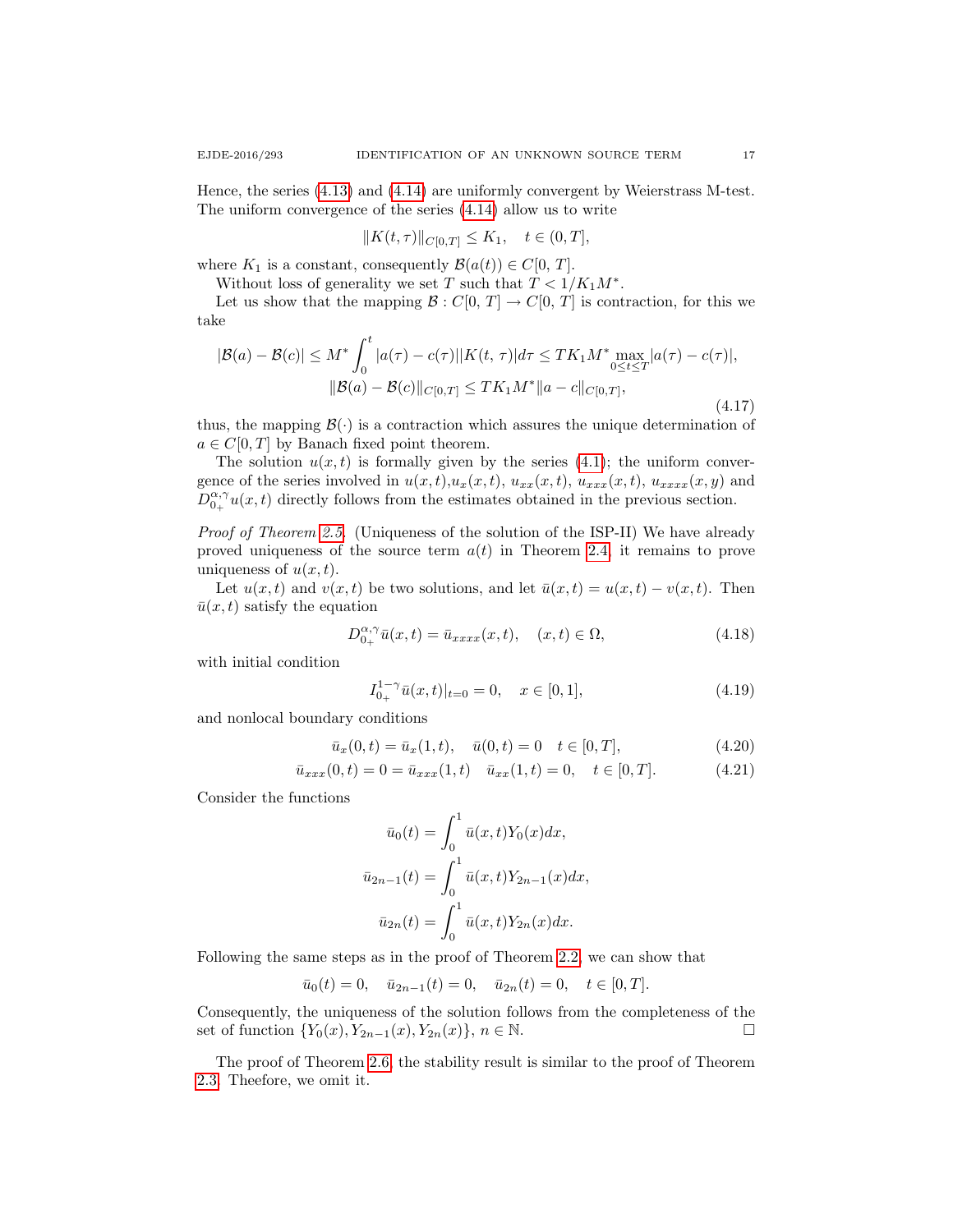Hence, the series (4.13) and (4.14) are uniformly convergent by Weierstrass M-test. The uniform convergence of the series (4.14) allow us to write

$$\|K(t,\tau)\|_{C[0,T]} \le K_1, \quad t \in (0,T],$$

where $K_1$ is a constant, consequently $\mathcal{B}(a(t)) \in C[0,\,T]$.

Without loss of generality we set $T$ such that $T < 1/K_1 M^*$.

Let us show that the mapping $\mathcal{B} : C[0,\,T] \to C[0,\,T]$ is contraction, for this we take

$$
\begin{gathered}
|\mathcal{B}(a) - \mathcal{B}(c)| \le M^* \int_0^t |a(\tau) - c(\tau)||K(t,\,\tau)|d\tau \le TK_1M^* \max_{0\le t\le T} |a(\tau) - c(\tau)|,\\
\|\mathcal{B}(a) - \mathcal{B}(c)\|_{C[0,T]} \le TK_1M^*\|a - c\|_{C[0,T]},
\end{gathered}
\tag{4.17}
$$

thus, the mapping $\mathcal{B}(\cdot)$ is a contraction which assures the unique determination of $a \in C[0,T]$ by Banach fixed point theorem.

The solution $u(x,t)$ is formally given by the series (4.1); the uniform convergence of the series involved in $u(x,t)$,$u_x(x,t)$, $u_{xx}(x,t)$, $u_{xxx}(x,t)$, $u_{xxxx}(x,y)$ and $D_{0_+}^{\alpha,\gamma}u(x,t)$ directly follows from the estimates obtained in the previous section.

*Proof of Theorem 2.5.* (Uniqueness of the solution of the ISP-II) We have already proved uniqueness of the source term $a(t)$ in Theorem 2.4, it remains to prove uniqueness of $u(x,t)$.

Let $u(x,t)$ and $v(x,t)$ be two solutions, and let $\bar{u}(x,t) = u(x,t) - v(x,t)$. Then $\bar{u}(x,t)$ satisfy the equation

$$D_{0_+}^{\alpha,\gamma}\bar{u}(x,t) = \bar{u}_{xxxx}(x,t), \quad (x,t) \in \Omega, \tag{4.18}$$

with initial condition

$$I_{0_+}^{1-\gamma}\bar{u}(x,t)|_{t=0} = 0, \quad x \in [0,1], \tag{4.19}$$

and nonlocal boundary conditions

$$\bar{u}_x(0,t) = \bar{u}_x(1,t), \quad \bar{u}(0,t) = 0 \quad t \in [0,T], \tag{4.20}$$

$$\bar{u}_{xxx}(0,t) = 0 = \bar{u}_{xxx}(1,t) \quad \bar{u}_{xx}(1,t) = 0, \quad t \in [0,T]. \tag{4.21}$$

Consider the functions

$$
\begin{gathered}
\bar{u}_0(t) = \int_0^1 \bar{u}(x,t)Y_0(x)dx,\\
\bar{u}_{2n-1}(t) = \int_0^1 \bar{u}(x,t)Y_{2n-1}(x)dx,\\
\bar{u}_{2n}(t) = \int_0^1 \bar{u}(x,t)Y_{2n}(x)dx.
\end{gathered}
$$

Following the same steps as in the proof of Theorem 2.2, we can show that

$$\bar{u}_0(t) = 0, \quad \bar{u}_{2n-1}(t) = 0, \quad \bar{u}_{2n}(t) = 0, \quad t \in [0,T].$$

Consequently, the uniqueness of the solution follows from the completeness of the set of function $\{Y_0(x), Y_{2n-1}(x), Y_{2n}(x)\}$, $n \in \mathbb{N}$. $\square$

The proof of Theorem 2.6, the stability result is similar to the proof of Theorem 2.3. Theefore, we omit it.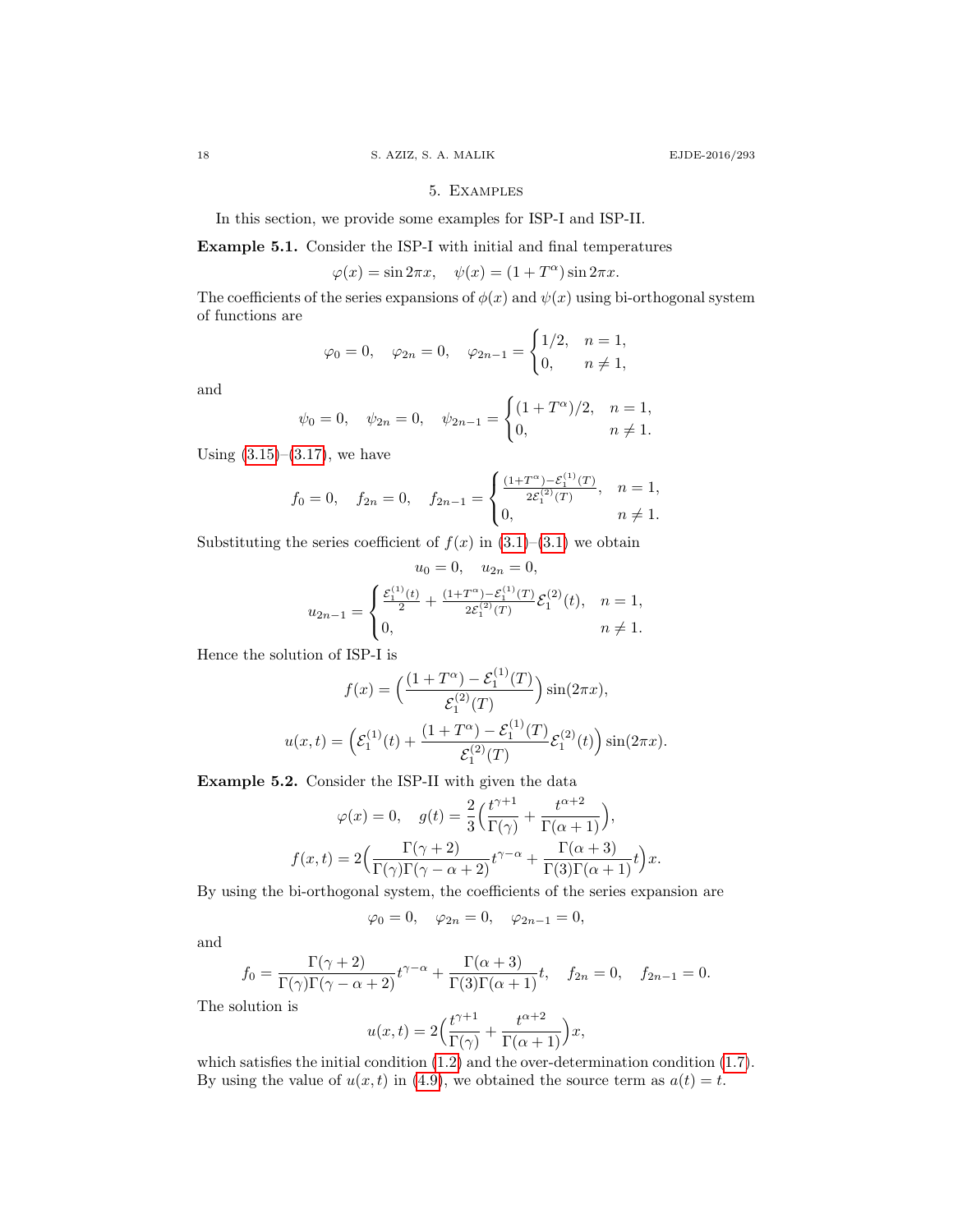## 5. Examples

In this section, we provide some examples for ISP-I and ISP-II.

**Example 5.1.** Consider the ISP-I with initial and final temperatures

$$\varphi(x) = \sin 2\pi x, \quad \psi(x) = (1 + T^\alpha) \sin 2\pi x.$$

The coefficients of the series expansions of $\phi(x)$ and $\psi(x)$ using bi-orthogonal system of functions are

$$\varphi_0 = 0, \quad \varphi_{2n} = 0, \quad \varphi_{2n-1} = \begin{cases} 1/2, & n = 1, \\ 0, & n \neq 1, \end{cases}$$

and

$$\psi_0 = 0, \quad \psi_{2n} = 0, \quad \psi_{2n-1} = \begin{cases} (1 + T^\alpha)/2, & n = 1, \\ 0, & n \neq 1. \end{cases}$$

Using (3.15)–(3.17), we have

$$f_0 = 0, \quad f_{2n} = 0, \quad f_{2n-1} = \begin{cases} \frac{(1+T^\alpha) - \mathcal{E}_1^{(1)}(T)}{2\mathcal{E}_1^{(2)}(T)}, & n = 1, \\ 0, & n \neq 1. \end{cases}$$

Substituting the series coefficient of $f(x)$ in (3.1)–(3.1) we obtain

$$u_0 = 0, \quad u_{2n} = 0,$$

$$u_{2n-1} = \begin{cases} \frac{\mathcal{E}_1^{(1)}(t)}{2} + \frac{(1+T^\alpha) - \mathcal{E}_1^{(1)}(T)}{2\mathcal{E}_1^{(2)}(T)} \mathcal{E}_1^{(2)}(t), & n = 1, \\ 0, & n \neq 1. \end{cases}$$

Hence the solution of ISP-I is

$$f(x) = \Big( \frac{(1 + T^\alpha) - \mathcal{E}_1^{(1)}(T)}{\mathcal{E}_1^{(2)}(T)} \Big) \sin(2\pi x),$$

$$u(x,t) = \Big( \mathcal{E}_1^{(1)}(t) + \frac{(1 + T^\alpha) - \mathcal{E}_1^{(1)}(T)}{\mathcal{E}_1^{(2)}(T)} \mathcal{E}_1^{(2)}(t) \Big) \sin(2\pi x).$$

**Example 5.2.** Consider the ISP-II with given the data

$$\varphi(x) = 0, \quad g(t) = \frac{2}{3} \Big( \frac{t^{\gamma+1}}{\Gamma(\gamma)} + \frac{t^{\alpha+2}}{\Gamma(\alpha+1)} \Big),$$

$$f(x,t) = 2 \Big( \frac{\Gamma(\gamma+2)}{\Gamma(\gamma)\Gamma(\gamma-\alpha+2)} t^{\gamma-\alpha} + \frac{\Gamma(\alpha+3)}{\Gamma(3)\Gamma(\alpha+1)} t \Big) x.$$

By using the bi-orthogonal system, the coefficients of the series expansion are

$$\varphi_0 = 0, \quad \varphi_{2n} = 0, \quad \varphi_{2n-1} = 0,$$

and

$$f_0 = \frac{\Gamma(\gamma+2)}{\Gamma(\gamma)\Gamma(\gamma-\alpha+2)} t^{\gamma-\alpha} + \frac{\Gamma(\alpha+3)}{\Gamma(3)\Gamma(\alpha+1)} t, \quad f_{2n} = 0, \quad f_{2n-1} = 0.$$

The solution is

$$u(x,t) = 2 \Big( \frac{t^{\gamma+1}}{\Gamma(\gamma)} + \frac{t^{\alpha+2}}{\Gamma(\alpha+1)} \Big) x,$$

which satisfies the initial condition (1.2) and the over-determination condition (1.7). By using the value of $u(x,t)$ in (4.9), we obtained the source term as $a(t) = t$.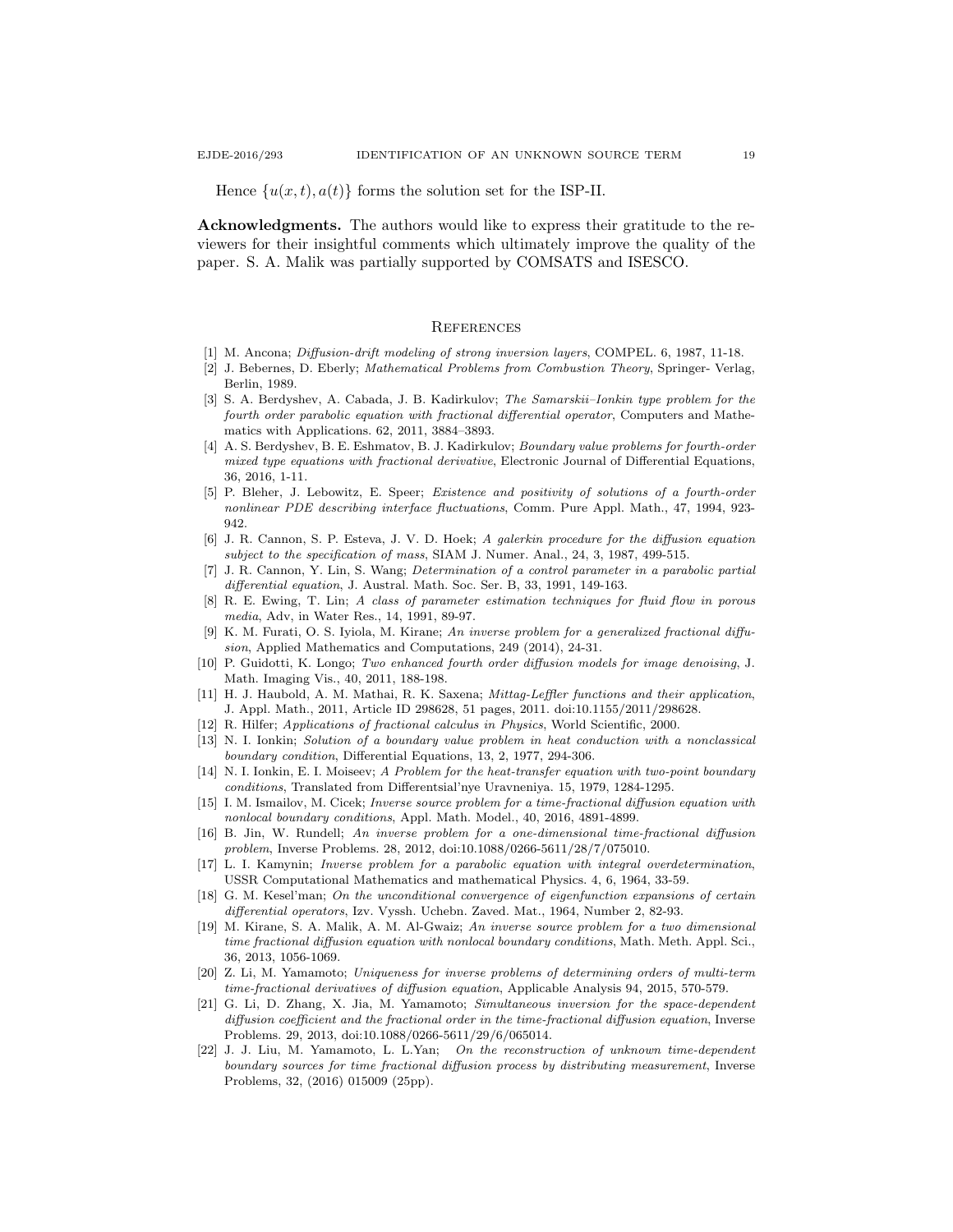Hence $\{u(x,t), a(t)\}$ forms the solution set for the ISP-II.

**Acknowledgments.** The authors would like to express their gratitude to the reviewers for their insightful comments which ultimately improve the quality of the paper. S. A. Malik was partially supported by COMSATS and ISESCO.

## References

[1] M. Ancona; *Diffusion-drift modeling of strong inversion layers*, COMPEL. 6, 1987, 11-18.

[2] J. Bebernes, D. Eberly; *Mathematical Problems from Combustion Theory*, Springer- Verlag, Berlin, 1989.

[3] S. A. Berdyshev, A. Cabada, J. B. Kadirkulov; *The Samarskii–Ionkin type problem for the fourth order parabolic equation with fractional differential operator*, Computers and Mathematics with Applications. 62, 2011, 3884–3893.

[4] A. S. Berdyshev, B. E. Eshmatov, B. J. Kadirkulov; *Boundary value problems for fourth-order mixed type equations with fractional derivative*, Electronic Journal of Differential Equations, 36, 2016, 1-11.

[5] P. Bleher, J. Lebowitz, E. Speer; *Existence and positivity of solutions of a fourth-order nonlinear PDE describing interface fluctuations*, Comm. Pure Appl. Math., 47, 1994, 923-942.

[6] J. R. Cannon, S. P. Esteva, J. V. D. Hoek; *A galerkin procedure for the diffusion equation subject to the specification of mass*, SIAM J. Numer. Anal., 24, 3, 1987, 499-515.

[7] J. R. Cannon, Y. Lin, S. Wang; *Determination of a control parameter in a parabolic partial differential equation*, J. Austral. Math. Soc. Ser. B, 33, 1991, 149-163.

[8] R. E. Ewing, T. Lin; *A class of parameter estimation techniques for fluid flow in porous media*, Adv, in Water Res., 14, 1991, 89-97.

[9] K. M. Furati, O. S. Iyiola, M. Kirane; *An inverse problem for a generalized fractional diffusion*, Applied Mathematics and Computations, 249 (2014), 24-31.

[10] P. Guidotti, K. Longo; *Two enhanced fourth order diffusion models for image denoising*, J. Math. Imaging Vis., 40, 2011, 188-198.

[11] H. J. Haubold, A. M. Mathai, R. K. Saxena; *Mittag-Leffler functions and their application*, J. Appl. Math., 2011, Article ID 298628, 51 pages, 2011. doi:10.1155/2011/298628.

[12] R. Hilfer; *Applications of fractional calculus in Physics*, World Scientific, 2000.

[13] N. I. Ionkin; *Solution of a boundary value problem in heat conduction with a nonclassical boundary condition*, Differential Equations, 13, 2, 1977, 294-306.

[14] N. I. Ionkin, E. I. Moiseev; *A Problem for the heat-transfer equation with two-point boundary conditions*, Translated from Differentsial'nye Uravneniya. 15, 1979, 1284-1295.

[15] I. M. Ismailov, M. Cicek; *Inverse source problem for a time-fractional diffusion equation with nonlocal boundary conditions*, Appl. Math. Model., 40, 2016, 4891-4899.

[16] B. Jin, W. Rundell; *An inverse problem for a one-dimensional time-fractional diffusion problem*, Inverse Problems. 28, 2012, doi:10.1088/0266-5611/28/7/075010.

[17] L. I. Kamynin; *Inverse problem for a parabolic equation with integral overdetermination*, USSR Computational Mathematics and mathematical Physics. 4, 6, 1964, 33-59.

[18] G. M. Kesel'man; *On the unconditional convergence of eigenfunction expansions of certain differential operators*, Izv. Vyssh. Uchebn. Zaved. Mat., 1964, Number 2, 82-93.

[19] M. Kirane, S. A. Malik, A. M. Al-Gwaiz; *An inverse source problem for a two dimensional time fractional diffusion equation with nonlocal boundary conditions*, Math. Meth. Appl. Sci., 36, 2013, 1056-1069.

[20] Z. Li, M. Yamamoto; *Uniqueness for inverse problems of determining orders of multi-term time-fractional derivatives of diffusion equation*, Applicable Analysis 94, 2015, 570-579.

[21] G. Li, D. Zhang, X. Jia, M. Yamamoto; *Simultaneous inversion for the space-dependent diffusion coefficient and the fractional order in the time-fractional diffusion equation*, Inverse Problems. 29, 2013, doi:10.1088/0266-5611/29/6/065014.

[22] J. J. Liu, M. Yamamoto, L. L.Yan; *On the reconstruction of unknown time-dependent boundary sources for time fractional diffusion process by distributing measurement*, Inverse Problems, 32, (2016) 015009 (25pp).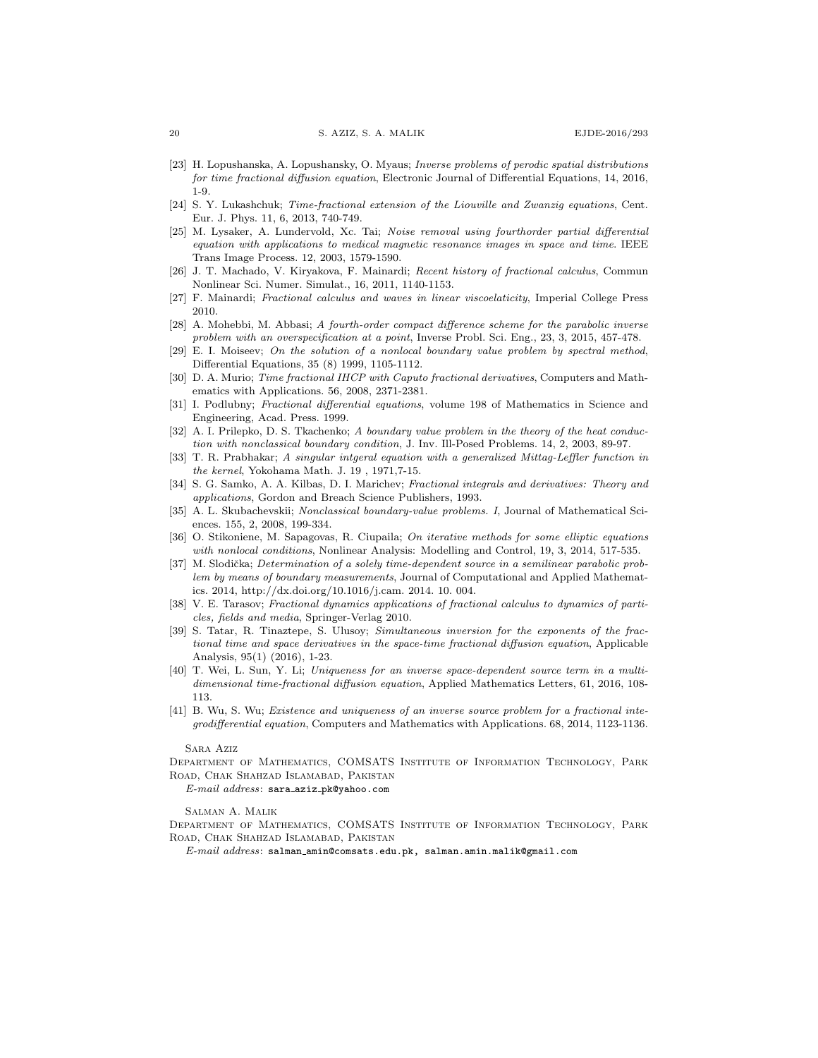[23] H. Lopushanska, A. Lopushansky, O. Myaus; *Inverse problems of perodic spatial distributions for time fractional diffusion equation*, Electronic Journal of Differential Equations, 14, 2016, 1-9.

[24] S. Y. Lukashchuk; *Time-fractional extension of the Liouville and Zwanzig equations*, Cent. Eur. J. Phys. 11, 6, 2013, 740-749.

[25] M. Lysaker, A. Lundervold, Xc. Tai; *Noise removal using fourthorder partial differential equation with applications to medical magnetic resonance images in space and time*. IEEE Trans Image Process. 12, 2003, 1579-1590.

[26] J. T. Machado, V. Kiryakova, F. Mainardi; *Recent history of fractional calculus*, Commun Nonlinear Sci. Numer. Simulat., 16, 2011, 1140-1153.

[27] F. Mainardi; *Fractional calculus and waves in linear viscoelaticity*, Imperial College Press 2010.

[28] A. Mohebbi, M. Abbasi; *A fourth-order compact difference scheme for the parabolic inverse problem with an overspecification at a point*, Inverse Probl. Sci. Eng., 23, 3, 2015, 457-478.

[29] E. I. Moiseev; *On the solution of a nonlocal boundary value problem by spectral method*, Differential Equations, 35 (8) 1999, 1105-1112.

[30] D. A. Murio; *Time fractional IHCP with Caputo fractional derivatives*, Computers and Mathematics with Applications. 56, 2008, 2371-2381.

[31] I. Podlubny; *Fractional differential equations*, volume 198 of Mathematics in Science and Engineering, Acad. Press. 1999.

[32] A. I. Prilepko, D. S. Tkachenko; *A boundary value problem in the theory of the heat conduction with nonclassical boundary condition*, J. Inv. Ill-Posed Problems. 14, 2, 2003, 89-97.

[33] T. R. Prabhakar; *A singular intgeral equation with a generalized Mittag-Leffler function in the kernel*, Yokohama Math. J. 19 , 1971,7-15.

[34] S. G. Samko, A. A. Kilbas, D. I. Marichev; *Fractional integrals and derivatives: Theory and applications*, Gordon and Breach Science Publishers, 1993.

[35] A. L. Skubachevskii; *Nonclassical boundary-value problems. I*, Journal of Mathematical Sciences. 155, 2, 2008, 199-334.

[36] O. Stikoniene, M. Sapagovas, R. Ciupaila; *On iterative methods for some elliptic equations with nonlocal conditions*, Nonlinear Analysis: Modelling and Control, 19, 3, 2014, 517-535.

[37] M. Slodička; *Determination of a solely time-dependent source in a semilinear parabolic problem by means of boundary measurements*, Journal of Computational and Applied Mathematics. 2014, http://dx.doi.org/10.1016/j.cam. 2014. 10. 004.

[38] V. E. Tarasov; *Fractional dynamics applications of fractional calculus to dynamics of particles, fields and media*, Springer-Verlag 2010.

[39] S. Tatar, R. Tinaztepe, S. Ulusoy; *Simultaneous inversion for the exponents of the fractional time and space derivatives in the space-time fractional diffusion equation*, Applicable Analysis, 95(1) (2016), 1-23.

[40] T. Wei, L. Sun, Y. Li; *Uniqueness for an inverse space-dependent source term in a multi-dimensional time-fractional diffusion equation*, Applied Mathematics Letters, 61, 2016, 108-113.

[41] B. Wu, S. Wu; *Existence and uniqueness of an inverse source problem for a fractional integrodifferential equation*, Computers and Mathematics with Applications. 68, 2014, 1123-1136.

Sara Aziz

Department of Mathematics, COMSATS Institute of Information Technology, Park Road, Chak Shahzad Islamabad, Pakistan

*E-mail address*: sara_aziz_pk@yahoo.com

Salman A. Malik

Department of Mathematics, COMSATS Institute of Information Technology, Park Road, Chak Shahzad Islamabad, Pakistan

*E-mail address*: salman_amin@comsats.edu.pk, salman.amin.malik@gmail.com